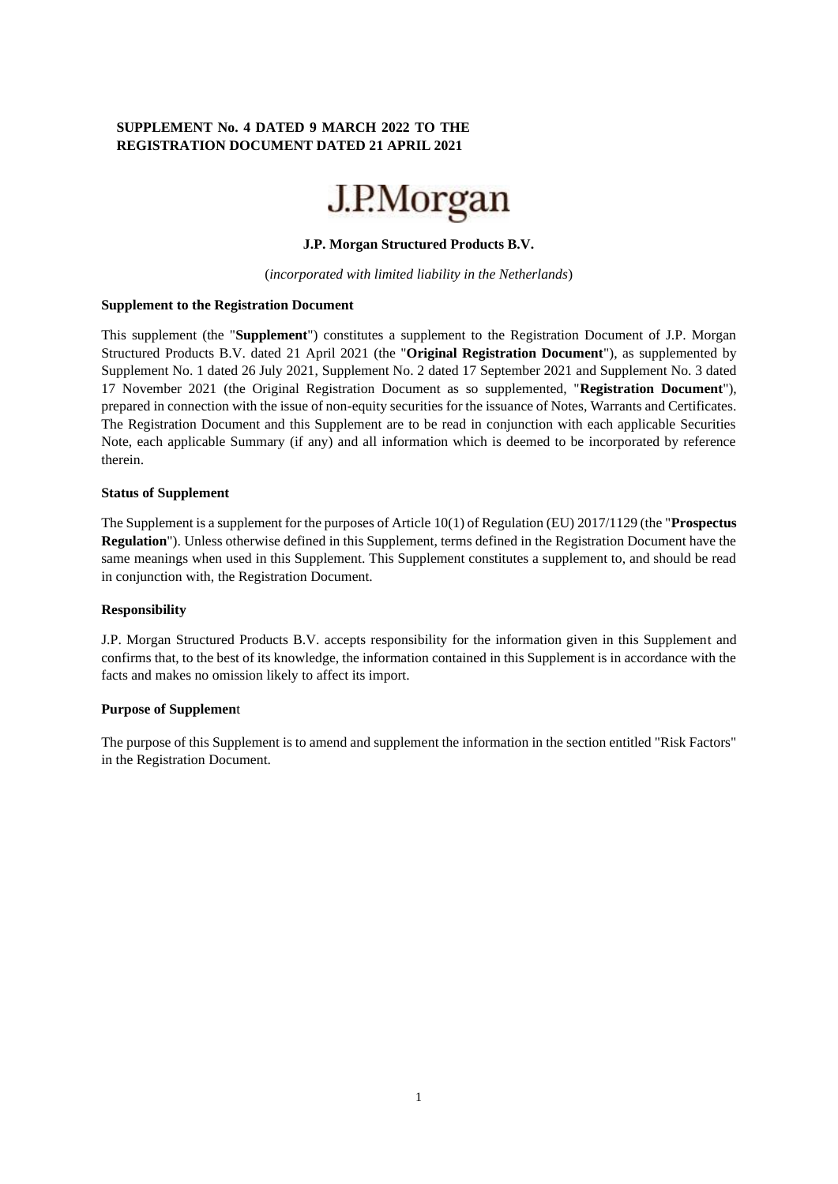**SUPPLEMENT No. 4 DATED 9 MARCH 2022 TO THE REGISTRATION DOCUMENT DATED 21 APRIL 2021**

J.P.Morgan

**J.P. Morgan Structured Products B.V.**

(*incorporated with limited liability in the Netherlands*)

**Supplement to the Registration Document**

This supplement (the "**Supplement**") constitutes a supplement to the Registration Document of J.P. Morgan Structured Products B.V. dated 21 April 2021 (the "**Original Registration Document**"), as supplemented by Supplement No. 1 dated 26 July 2021, Supplement No. 2 dated 17 September 2021 and Supplement No. 3 dated 17 November 2021 (the Original Registration Document as so supplemented, "**Registration Document**"), prepared in connection with the issue of non-equity securities for the issuance of Notes, Warrants and Certificates. The Registration Document and this Supplement are to be read in conjunction with each applicable Securities Note, each applicable Summary (if any) and all information which is deemed to be incorporated by reference therein.

**Status of Supplement**

The Supplement is a supplement for the purposes of Article 10(1) of Regulation (EU) 2017/1129 (the "**Prospectus Regulation**"). Unless otherwise defined in this Supplement, terms defined in the Registration Document have the same meanings when used in this Supplement. This Supplement constitutes a supplement to, and should be read in conjunction with, the Registration Document.

**Responsibility**

J.P. Morgan Structured Products B.V. accepts responsibility for the information given in this Supplement and confirms that, to the best of its knowledge, the information contained in this Supplement is in accordance with the facts and makes no omission likely to affect its import.

**Purpose of Supplement**

The purpose of this Supplement is to amend and supplement the information in the section entitled "Risk Factors" in the Registration Document.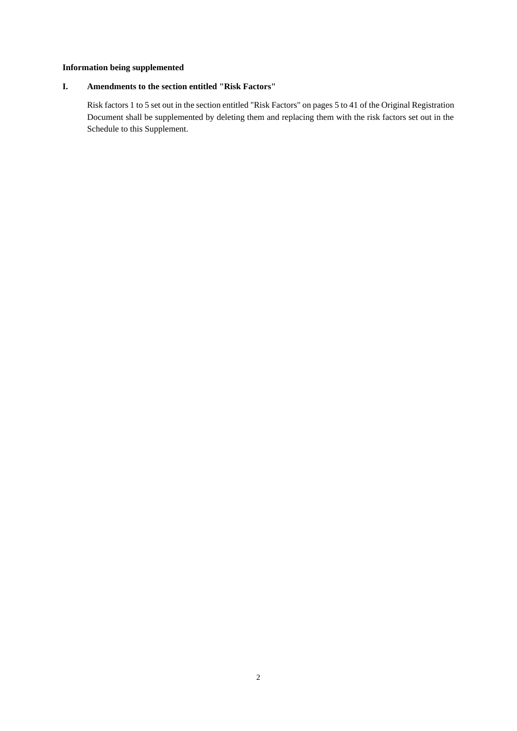**Information being supplemented**

**I. Amendments to the section entitled "Risk Factors"**

Risk factors 1 to 5 set out in the section entitled "Risk Factors" on pages 5 to 41 of the Original Registration Document shall be supplemented by deleting them and replacing them with the risk factors set out in the Schedule to this Supplement.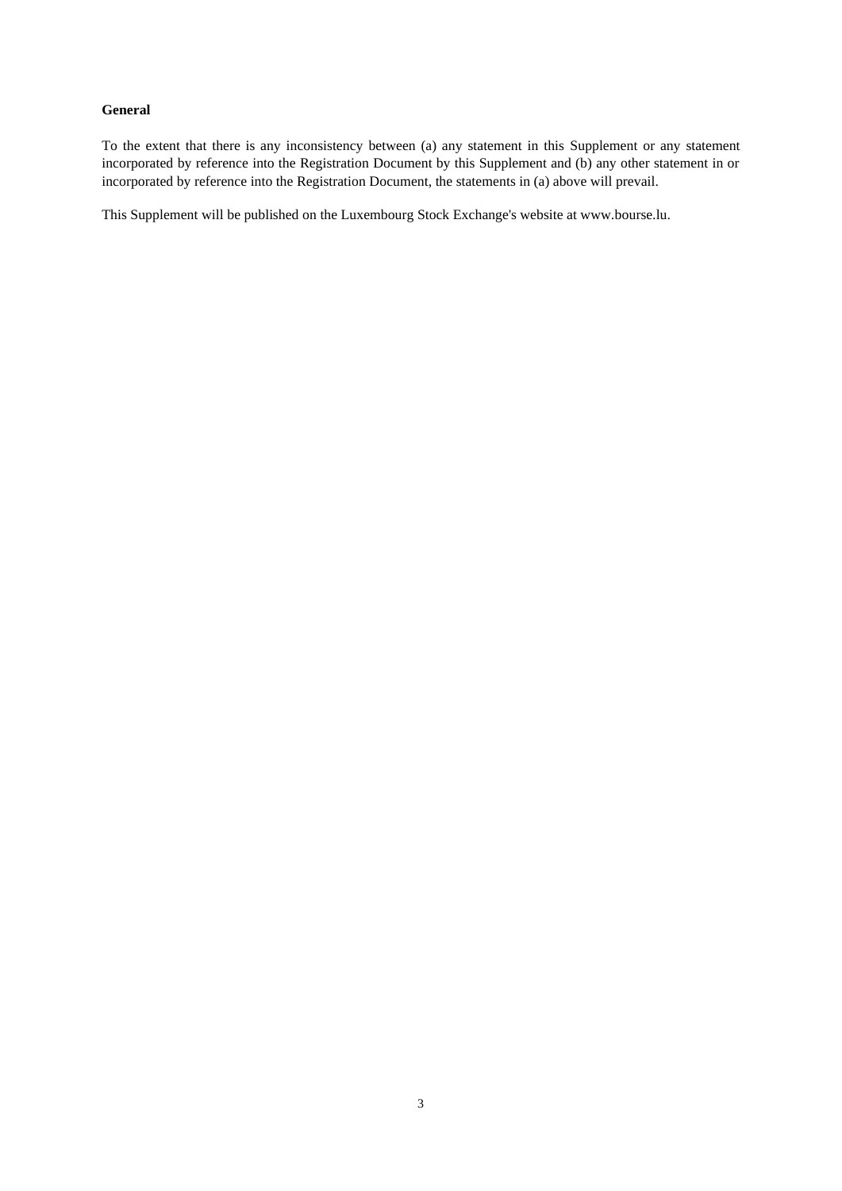**General**

To the extent that there is any inconsistency between (a) any statement in this Supplement or any statement incorporated by reference into the Registration Document by this Supplement and (b) any other statement in or incorporated by reference into the Registration Document, the statements in (a) above will prevail.

This Supplement will be published on the Luxembourg Stock Exchange's website at www.bourse.lu.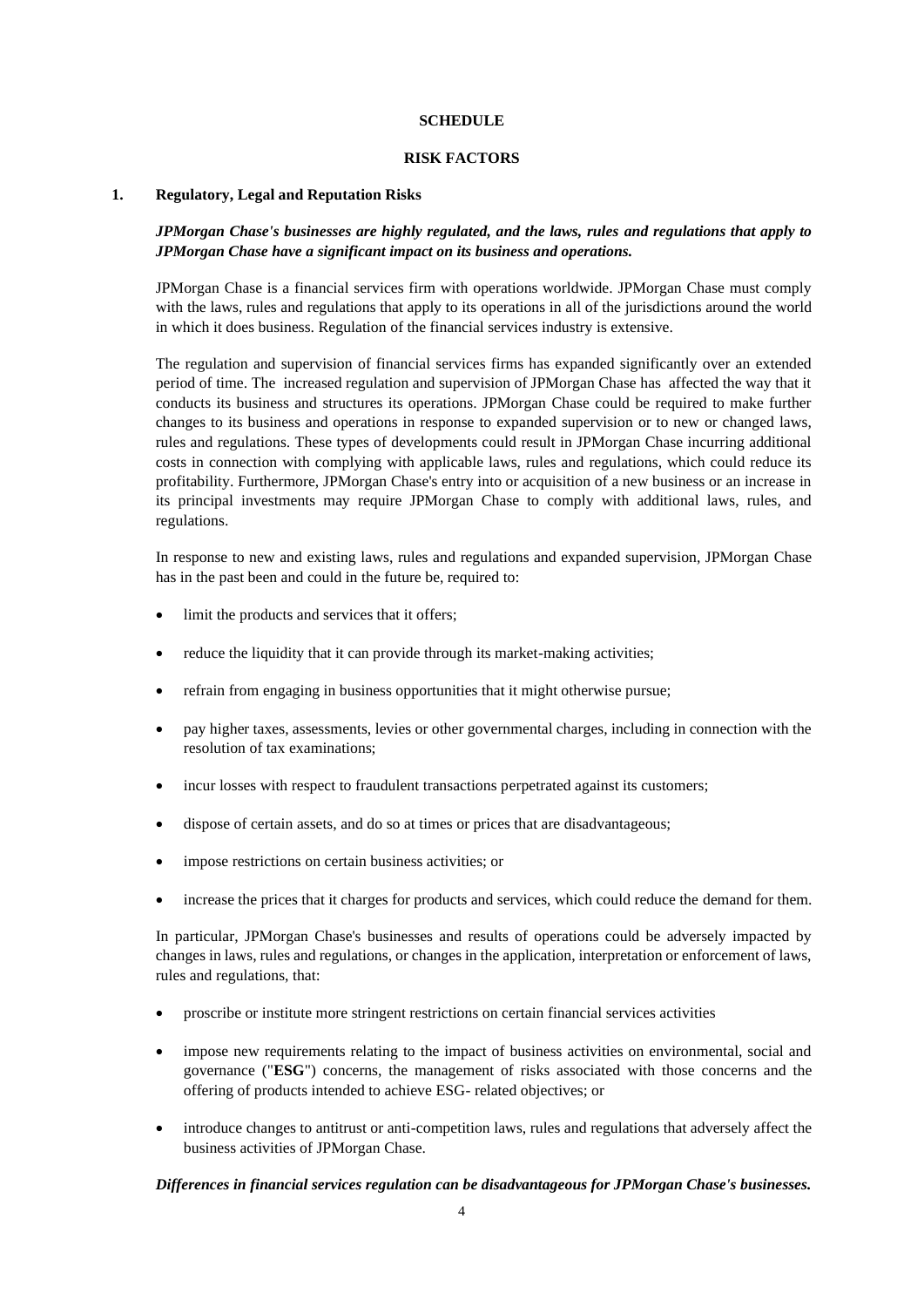**SCHEDULE**

**RISK FACTORS**

## 1. Regulatory, Legal and Reputation Risks

***JPMorgan Chase's businesses are highly regulated, and the laws, rules and regulations that apply to JPMorgan Chase have a significant impact on its business and operations.***

JPMorgan Chase is a financial services firm with operations worldwide. JPMorgan Chase must comply with the laws, rules and regulations that apply to its operations in all of the jurisdictions around the world in which it does business. Regulation of the financial services industry is extensive.

The regulation and supervision of financial services firms has expanded significantly over an extended period of time. The increased regulation and supervision of JPMorgan Chase has affected the way that it conducts its business and structures its operations. JPMorgan Chase could be required to make further changes to its business and operations in response to expanded supervision or to new or changed laws, rules and regulations. These types of developments could result in JPMorgan Chase incurring additional costs in connection with complying with applicable laws, rules and regulations, which could reduce its profitability. Furthermore, JPMorgan Chase's entry into or acquisition of a new business or an increase in its principal investments may require JPMorgan Chase to comply with additional laws, rules, and regulations.

In response to new and existing laws, rules and regulations and expanded supervision, JPMorgan Chase has in the past been and could in the future be, required to:

- limit the products and services that it offers;
- reduce the liquidity that it can provide through its market-making activities;
- refrain from engaging in business opportunities that it might otherwise pursue;
- pay higher taxes, assessments, levies or other governmental charges, including in connection with the resolution of tax examinations;
- incur losses with respect to fraudulent transactions perpetrated against its customers;
- dispose of certain assets, and do so at times or prices that are disadvantageous;
- impose restrictions on certain business activities; or
- increase the prices that it charges for products and services, which could reduce the demand for them.

In particular, JPMorgan Chase's businesses and results of operations could be adversely impacted by changes in laws, rules and regulations, or changes in the application, interpretation or enforcement of laws, rules and regulations, that:

- proscribe or institute more stringent restrictions on certain financial services activities
- impose new requirements relating to the impact of business activities on environmental, social and governance ("**ESG**") concerns, the management of risks associated with those concerns and the offering of products intended to achieve ESG- related objectives; or
- introduce changes to antitrust or anti-competition laws, rules and regulations that adversely affect the business activities of JPMorgan Chase.

***Differences in financial services regulation can be disadvantageous for JPMorgan Chase's businesses.***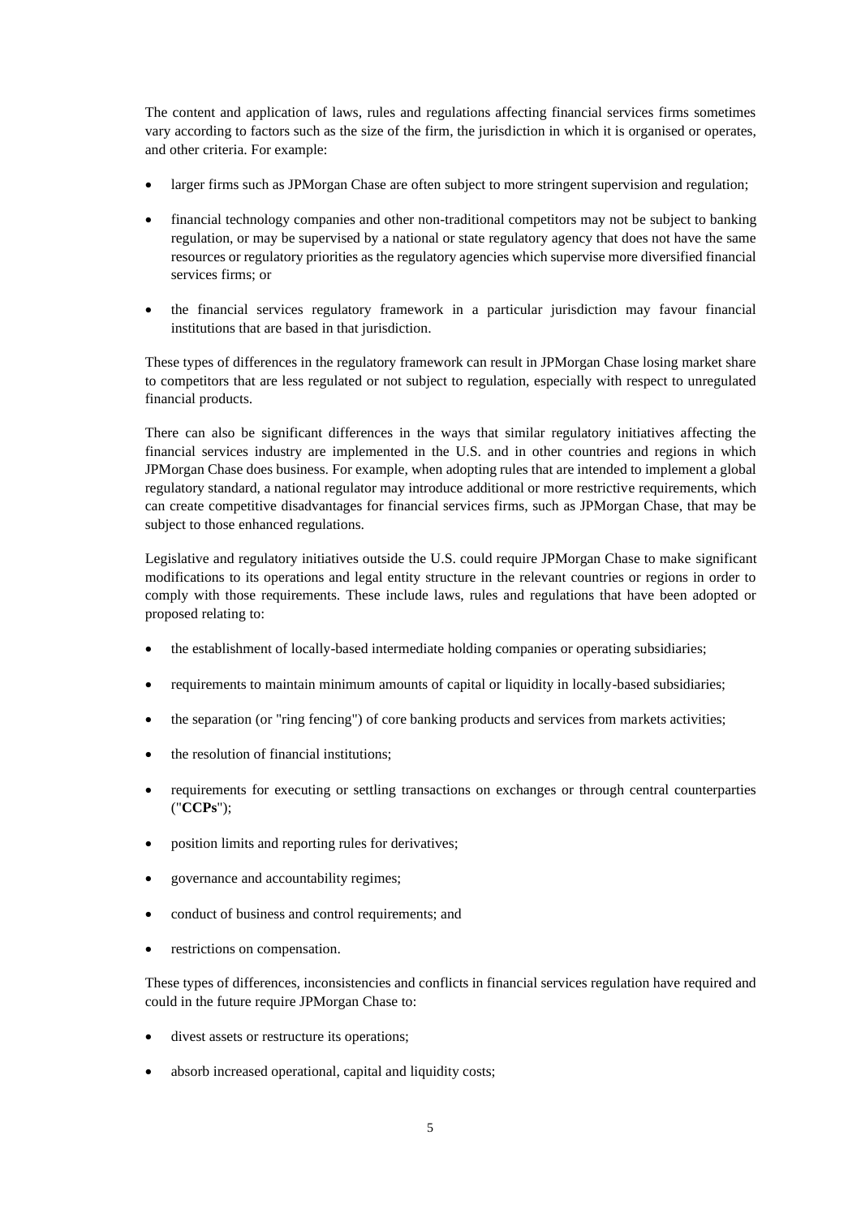The content and application of laws, rules and regulations affecting financial services firms sometimes vary according to factors such as the size of the firm, the jurisdiction in which it is organised or operates, and other criteria. For example:

- larger firms such as JPMorgan Chase are often subject to more stringent supervision and regulation;
- financial technology companies and other non-traditional competitors may not be subject to banking regulation, or may be supervised by a national or state regulatory agency that does not have the same resources or regulatory priorities as the regulatory agencies which supervise more diversified financial services firms; or
- the financial services regulatory framework in a particular jurisdiction may favour financial institutions that are based in that jurisdiction.

These types of differences in the regulatory framework can result in JPMorgan Chase losing market share to competitors that are less regulated or not subject to regulation, especially with respect to unregulated financial products.

There can also be significant differences in the ways that similar regulatory initiatives affecting the financial services industry are implemented in the U.S. and in other countries and regions in which JPMorgan Chase does business. For example, when adopting rules that are intended to implement a global regulatory standard, a national regulator may introduce additional or more restrictive requirements, which can create competitive disadvantages for financial services firms, such as JPMorgan Chase, that may be subject to those enhanced regulations.

Legislative and regulatory initiatives outside the U.S. could require JPMorgan Chase to make significant modifications to its operations and legal entity structure in the relevant countries or regions in order to comply with those requirements. These include laws, rules and regulations that have been adopted or proposed relating to:

- the establishment of locally-based intermediate holding companies or operating subsidiaries;
- requirements to maintain minimum amounts of capital or liquidity in locally-based subsidiaries;
- the separation (or "ring fencing") of core banking products and services from markets activities;
- the resolution of financial institutions;
- requirements for executing or settling transactions on exchanges or through central counterparties ("**CCPs**");
- position limits and reporting rules for derivatives;
- governance and accountability regimes;
- conduct of business and control requirements; and
- restrictions on compensation.

These types of differences, inconsistencies and conflicts in financial services regulation have required and could in the future require JPMorgan Chase to:

- divest assets or restructure its operations;
- absorb increased operational, capital and liquidity costs;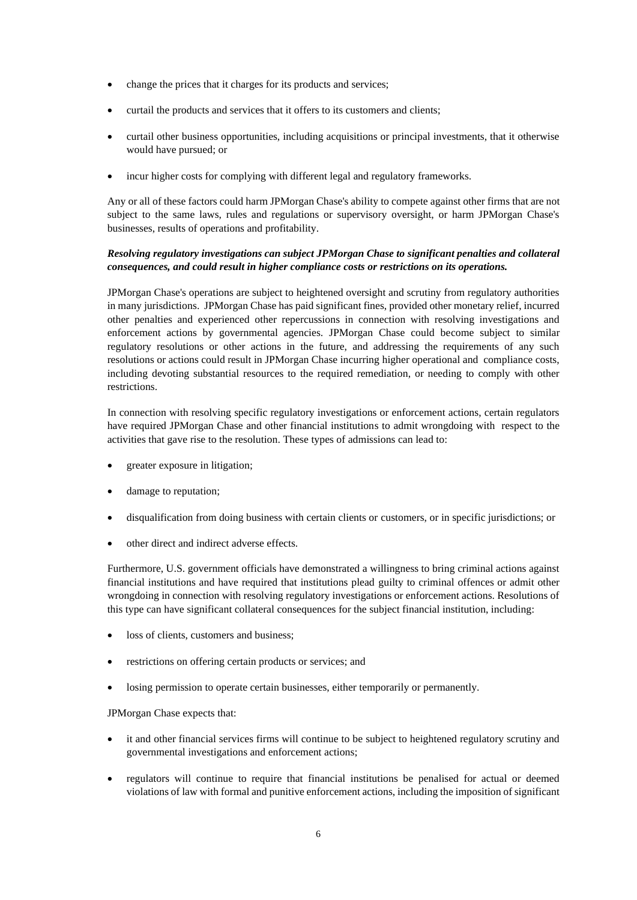- change the prices that it charges for its products and services;
- curtail the products and services that it offers to its customers and clients;
- curtail other business opportunities, including acquisitions or principal investments, that it otherwise would have pursued; or
- incur higher costs for complying with different legal and regulatory frameworks.

Any or all of these factors could harm JPMorgan Chase's ability to compete against other firms that are not subject to the same laws, rules and regulations or supervisory oversight, or harm JPMorgan Chase's businesses, results of operations and profitability.

***Resolving regulatory investigations can subject JPMorgan Chase to significant penalties and collateral consequences, and could result in higher compliance costs or restrictions on its operations.***

JPMorgan Chase's operations are subject to heightened oversight and scrutiny from regulatory authorities in many jurisdictions. JPMorgan Chase has paid significant fines, provided other monetary relief, incurred other penalties and experienced other repercussions in connection with resolving investigations and enforcement actions by governmental agencies. JPMorgan Chase could become subject to similar regulatory resolutions or other actions in the future, and addressing the requirements of any such resolutions or actions could result in JPMorgan Chase incurring higher operational and compliance costs, including devoting substantial resources to the required remediation, or needing to comply with other restrictions.

In connection with resolving specific regulatory investigations or enforcement actions, certain regulators have required JPMorgan Chase and other financial institutions to admit wrongdoing with respect to the activities that gave rise to the resolution. These types of admissions can lead to:

- greater exposure in litigation;
- damage to reputation;
- disqualification from doing business with certain clients or customers, or in specific jurisdictions; or
- other direct and indirect adverse effects.

Furthermore, U.S. government officials have demonstrated a willingness to bring criminal actions against financial institutions and have required that institutions plead guilty to criminal offences or admit other wrongdoing in connection with resolving regulatory investigations or enforcement actions. Resolutions of this type can have significant collateral consequences for the subject financial institution, including:

- loss of clients, customers and business;
- restrictions on offering certain products or services; and
- losing permission to operate certain businesses, either temporarily or permanently.

JPMorgan Chase expects that:

- it and other financial services firms will continue to be subject to heightened regulatory scrutiny and governmental investigations and enforcement actions;
- regulators will continue to require that financial institutions be penalised for actual or deemed violations of law with formal and punitive enforcement actions, including the imposition of significant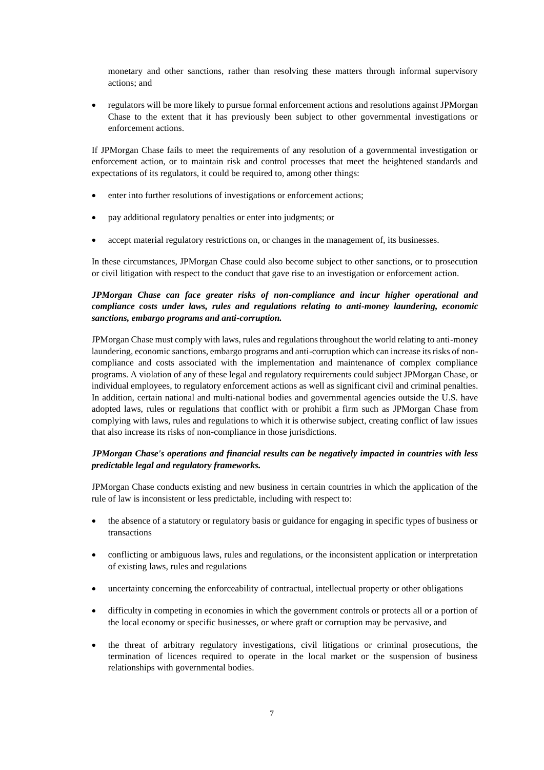monetary and other sanctions, rather than resolving these matters through informal supervisory actions; and

- regulators will be more likely to pursue formal enforcement actions and resolutions against JPMorgan Chase to the extent that it has previously been subject to other governmental investigations or enforcement actions.

If JPMorgan Chase fails to meet the requirements of any resolution of a governmental investigation or enforcement action, or to maintain risk and control processes that meet the heightened standards and expectations of its regulators, it could be required to, among other things:

- enter into further resolutions of investigations or enforcement actions;
- pay additional regulatory penalties or enter into judgments; or
- accept material regulatory restrictions on, or changes in the management of, its businesses.

In these circumstances, JPMorgan Chase could also become subject to other sanctions, or to prosecution or civil litigation with respect to the conduct that gave rise to an investigation or enforcement action.

***JPMorgan Chase can face greater risks of non-compliance and incur higher operational and compliance costs under laws, rules and regulations relating to anti-money laundering, economic sanctions, embargo programs and anti-corruption.***

JPMorgan Chase must comply with laws, rules and regulations throughout the world relating to anti-money laundering, economic sanctions, embargo programs and anti-corruption which can increase its risks of non-compliance and costs associated with the implementation and maintenance of complex compliance programs. A violation of any of these legal and regulatory requirements could subject JPMorgan Chase, or individual employees, to regulatory enforcement actions as well as significant civil and criminal penalties. In addition, certain national and multi-national bodies and governmental agencies outside the U.S. have adopted laws, rules or regulations that conflict with or prohibit a firm such as JPMorgan Chase from complying with laws, rules and regulations to which it is otherwise subject, creating conflict of law issues that also increase its risks of non-compliance in those jurisdictions.

***JPMorgan Chase's operations and financial results can be negatively impacted in countries with less predictable legal and regulatory frameworks.***

JPMorgan Chase conducts existing and new business in certain countries in which the application of the rule of law is inconsistent or less predictable, including with respect to:

- the absence of a statutory or regulatory basis or guidance for engaging in specific types of business or transactions
- conflicting or ambiguous laws, rules and regulations, or the inconsistent application or interpretation of existing laws, rules and regulations
- uncertainty concerning the enforceability of contractual, intellectual property or other obligations
- difficulty in competing in economies in which the government controls or protects all or a portion of the local economy or specific businesses, or where graft or corruption may be pervasive, and
- the threat of arbitrary regulatory investigations, civil litigations or criminal prosecutions, the termination of licences required to operate in the local market or the suspension of business relationships with governmental bodies.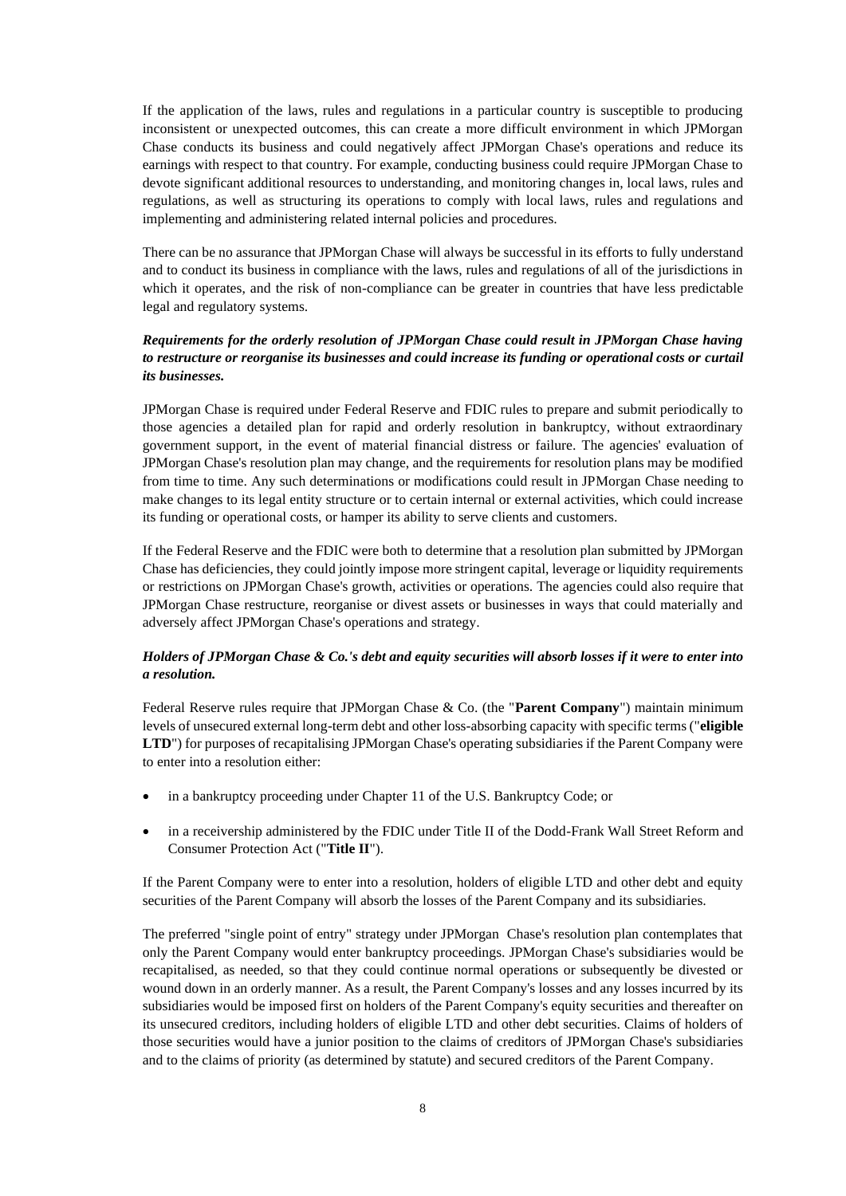If the application of the laws, rules and regulations in a particular country is susceptible to producing inconsistent or unexpected outcomes, this can create a more difficult environment in which JPMorgan Chase conducts its business and could negatively affect JPMorgan Chase's operations and reduce its earnings with respect to that country. For example, conducting business could require JPMorgan Chase to devote significant additional resources to understanding, and monitoring changes in, local laws, rules and regulations, as well as structuring its operations to comply with local laws, rules and regulations and implementing and administering related internal policies and procedures.

There can be no assurance that JPMorgan Chase will always be successful in its efforts to fully understand and to conduct its business in compliance with the laws, rules and regulations of all of the jurisdictions in which it operates, and the risk of non-compliance can be greater in countries that have less predictable legal and regulatory systems.

***Requirements for the orderly resolution of JPMorgan Chase could result in JPMorgan Chase having to restructure or reorganise its businesses and could increase its funding or operational costs or curtail its businesses.***

JPMorgan Chase is required under Federal Reserve and FDIC rules to prepare and submit periodically to those agencies a detailed plan for rapid and orderly resolution in bankruptcy, without extraordinary government support, in the event of material financial distress or failure. The agencies' evaluation of JPMorgan Chase's resolution plan may change, and the requirements for resolution plans may be modified from time to time. Any such determinations or modifications could result in JPMorgan Chase needing to make changes to its legal entity structure or to certain internal or external activities, which could increase its funding or operational costs, or hamper its ability to serve clients and customers.

If the Federal Reserve and the FDIC were both to determine that a resolution plan submitted by JPMorgan Chase has deficiencies, they could jointly impose more stringent capital, leverage or liquidity requirements or restrictions on JPMorgan Chase's growth, activities or operations. The agencies could also require that JPMorgan Chase restructure, reorganise or divest assets or businesses in ways that could materially and adversely affect JPMorgan Chase's operations and strategy.

***Holders of JPMorgan Chase & Co.'s debt and equity securities will absorb losses if it were to enter into a resolution.***

Federal Reserve rules require that JPMorgan Chase & Co. (the "**Parent Company**") maintain minimum levels of unsecured external long-term debt and other loss-absorbing capacity with specific terms ("**eligible LTD**") for purposes of recapitalising JPMorgan Chase's operating subsidiaries if the Parent Company were to enter into a resolution either:

- in a bankruptcy proceeding under Chapter 11 of the U.S. Bankruptcy Code; or
- in a receivership administered by the FDIC under Title II of the Dodd-Frank Wall Street Reform and Consumer Protection Act ("**Title II**").

If the Parent Company were to enter into a resolution, holders of eligible LTD and other debt and equity securities of the Parent Company will absorb the losses of the Parent Company and its subsidiaries.

The preferred "single point of entry" strategy under JPMorgan Chase's resolution plan contemplates that only the Parent Company would enter bankruptcy proceedings. JPMorgan Chase's subsidiaries would be recapitalised, as needed, so that they could continue normal operations or subsequently be divested or wound down in an orderly manner. As a result, the Parent Company's losses and any losses incurred by its subsidiaries would be imposed first on holders of the Parent Company's equity securities and thereafter on its unsecured creditors, including holders of eligible LTD and other debt securities. Claims of holders of those securities would have a junior position to the claims of creditors of JPMorgan Chase's subsidiaries and to the claims of priority (as determined by statute) and secured creditors of the Parent Company.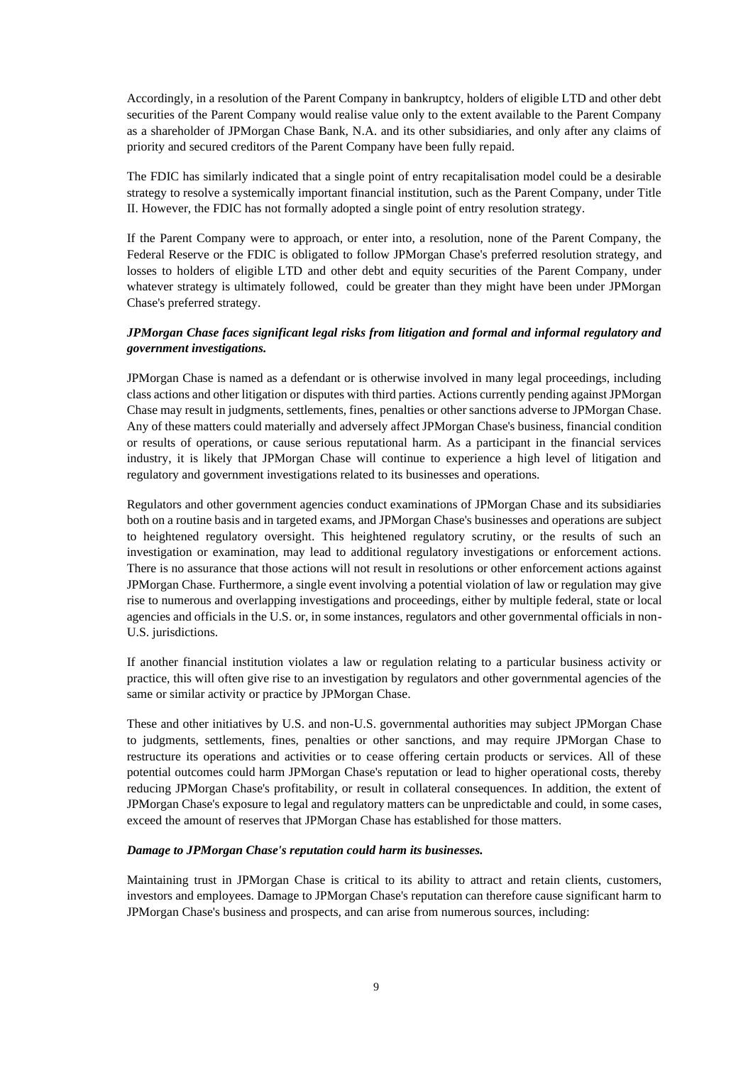Accordingly, in a resolution of the Parent Company in bankruptcy, holders of eligible LTD and other debt securities of the Parent Company would realise value only to the extent available to the Parent Company as a shareholder of JPMorgan Chase Bank, N.A. and its other subsidiaries, and only after any claims of priority and secured creditors of the Parent Company have been fully repaid.

The FDIC has similarly indicated that a single point of entry recapitalisation model could be a desirable strategy to resolve a systemically important financial institution, such as the Parent Company, under Title II. However, the FDIC has not formally adopted a single point of entry resolution strategy.

If the Parent Company were to approach, or enter into, a resolution, none of the Parent Company, the Federal Reserve or the FDIC is obligated to follow JPMorgan Chase's preferred resolution strategy, and losses to holders of eligible LTD and other debt and equity securities of the Parent Company, under whatever strategy is ultimately followed, could be greater than they might have been under JPMorgan Chase's preferred strategy.

***JPMorgan Chase faces significant legal risks from litigation and formal and informal regulatory and government investigations.***

JPMorgan Chase is named as a defendant or is otherwise involved in many legal proceedings, including class actions and other litigation or disputes with third parties. Actions currently pending against JPMorgan Chase may result in judgments, settlements, fines, penalties or other sanctions adverse to JPMorgan Chase. Any of these matters could materially and adversely affect JPMorgan Chase's business, financial condition or results of operations, or cause serious reputational harm. As a participant in the financial services industry, it is likely that JPMorgan Chase will continue to experience a high level of litigation and regulatory and government investigations related to its businesses and operations.

Regulators and other government agencies conduct examinations of JPMorgan Chase and its subsidiaries both on a routine basis and in targeted exams, and JPMorgan Chase's businesses and operations are subject to heightened regulatory oversight. This heightened regulatory scrutiny, or the results of such an investigation or examination, may lead to additional regulatory investigations or enforcement actions. There is no assurance that those actions will not result in resolutions or other enforcement actions against JPMorgan Chase. Furthermore, a single event involving a potential violation of law or regulation may give rise to numerous and overlapping investigations and proceedings, either by multiple federal, state or local agencies and officials in the U.S. or, in some instances, regulators and other governmental officials in non-U.S. jurisdictions.

If another financial institution violates a law or regulation relating to a particular business activity or practice, this will often give rise to an investigation by regulators and other governmental agencies of the same or similar activity or practice by JPMorgan Chase.

These and other initiatives by U.S. and non-U.S. governmental authorities may subject JPMorgan Chase to judgments, settlements, fines, penalties or other sanctions, and may require JPMorgan Chase to restructure its operations and activities or to cease offering certain products or services. All of these potential outcomes could harm JPMorgan Chase's reputation or lead to higher operational costs, thereby reducing JPMorgan Chase's profitability, or result in collateral consequences. In addition, the extent of JPMorgan Chase's exposure to legal and regulatory matters can be unpredictable and could, in some cases, exceed the amount of reserves that JPMorgan Chase has established for those matters.

***Damage to JPMorgan Chase's reputation could harm its businesses.***

Maintaining trust in JPMorgan Chase is critical to its ability to attract and retain clients, customers, investors and employees. Damage to JPMorgan Chase's reputation can therefore cause significant harm to JPMorgan Chase's business and prospects, and can arise from numerous sources, including: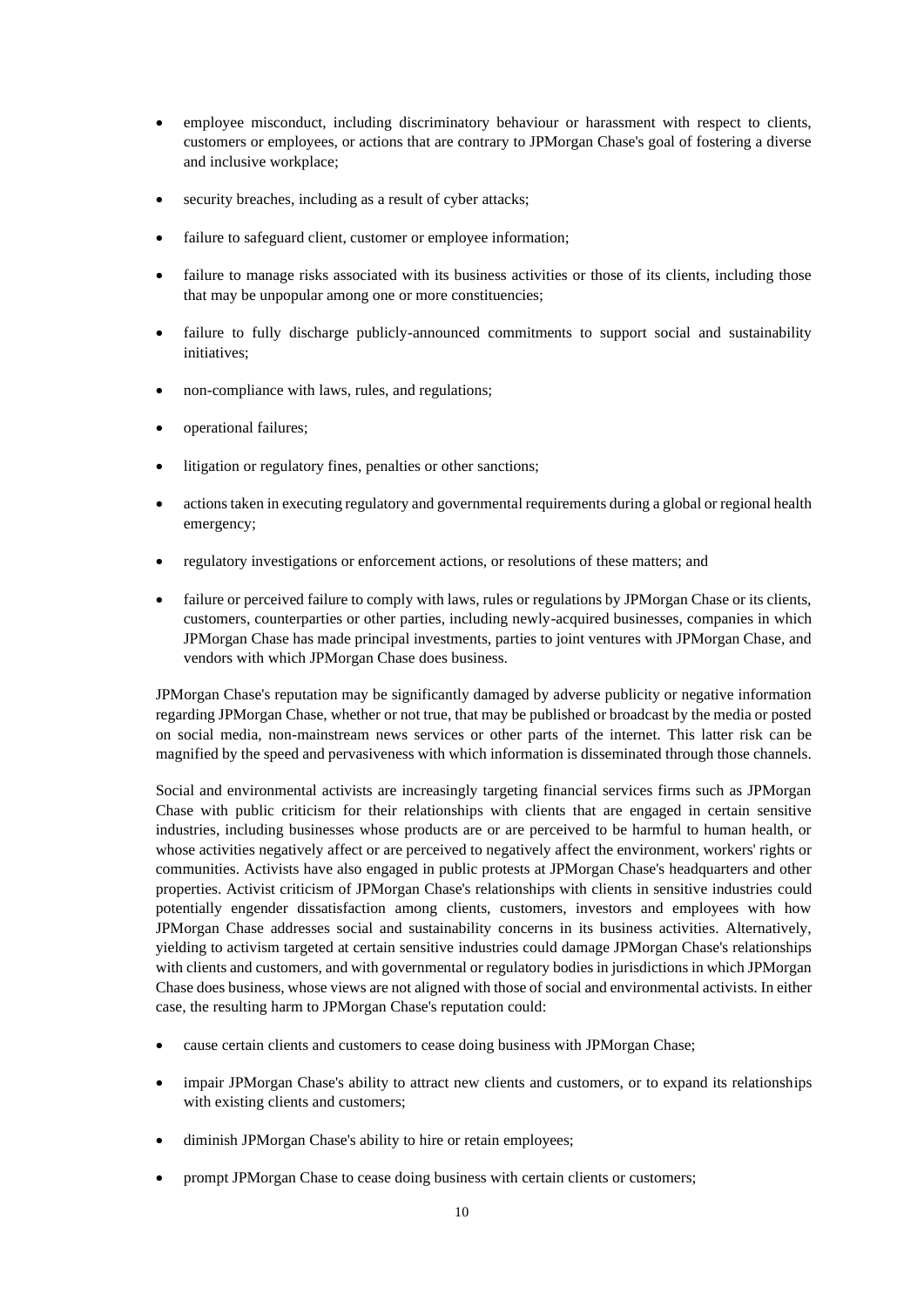- employee misconduct, including discriminatory behaviour or harassment with respect to clients, customers or employees, or actions that are contrary to JPMorgan Chase's goal of fostering a diverse and inclusive workplace;
- security breaches, including as a result of cyber attacks;
- failure to safeguard client, customer or employee information;
- failure to manage risks associated with its business activities or those of its clients, including those that may be unpopular among one or more constituencies;
- failure to fully discharge publicly-announced commitments to support social and sustainability initiatives;
- non-compliance with laws, rules, and regulations;
- operational failures;
- litigation or regulatory fines, penalties or other sanctions;
- actions taken in executing regulatory and governmental requirements during a global or regional health emergency;
- regulatory investigations or enforcement actions, or resolutions of these matters; and
- failure or perceived failure to comply with laws, rules or regulations by JPMorgan Chase or its clients, customers, counterparties or other parties, including newly-acquired businesses, companies in which JPMorgan Chase has made principal investments, parties to joint ventures with JPMorgan Chase, and vendors with which JPMorgan Chase does business.

JPMorgan Chase's reputation may be significantly damaged by adverse publicity or negative information regarding JPMorgan Chase, whether or not true, that may be published or broadcast by the media or posted on social media, non-mainstream news services or other parts of the internet. This latter risk can be magnified by the speed and pervasiveness with which information is disseminated through those channels.

Social and environmental activists are increasingly targeting financial services firms such as JPMorgan Chase with public criticism for their relationships with clients that are engaged in certain sensitive industries, including businesses whose products are or are perceived to be harmful to human health, or whose activities negatively affect or are perceived to negatively affect the environment, workers' rights or communities. Activists have also engaged in public protests at JPMorgan Chase's headquarters and other properties. Activist criticism of JPMorgan Chase's relationships with clients in sensitive industries could potentially engender dissatisfaction among clients, customers, investors and employees with how JPMorgan Chase addresses social and sustainability concerns in its business activities. Alternatively, yielding to activism targeted at certain sensitive industries could damage JPMorgan Chase's relationships with clients and customers, and with governmental or regulatory bodies in jurisdictions in which JPMorgan Chase does business, whose views are not aligned with those of social and environmental activists. In either case, the resulting harm to JPMorgan Chase's reputation could:

- cause certain clients and customers to cease doing business with JPMorgan Chase;
- impair JPMorgan Chase's ability to attract new clients and customers, or to expand its relationships with existing clients and customers;
- diminish JPMorgan Chase's ability to hire or retain employees;
- prompt JPMorgan Chase to cease doing business with certain clients or customers;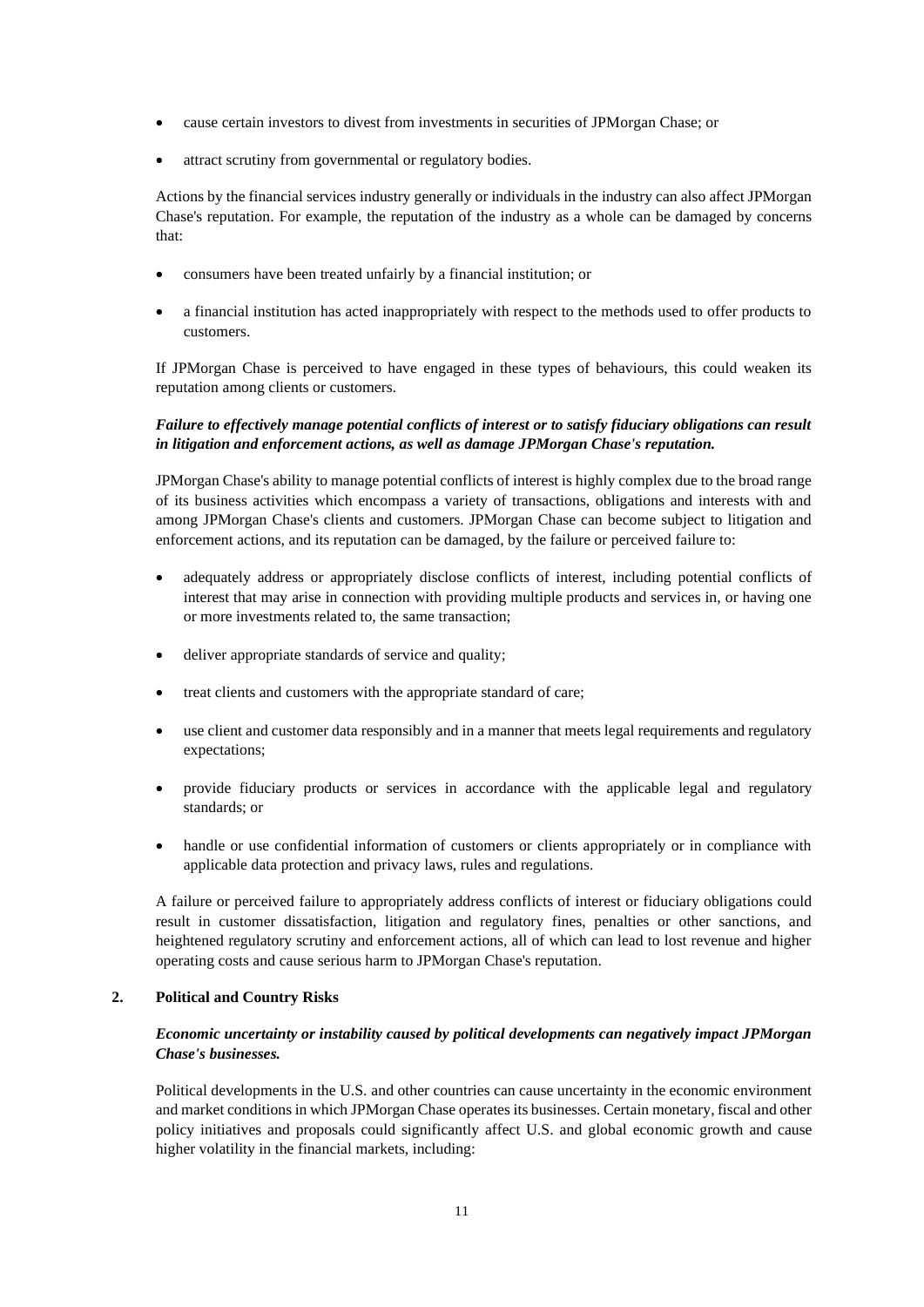- cause certain investors to divest from investments in securities of JPMorgan Chase; or
- attract scrutiny from governmental or regulatory bodies.

Actions by the financial services industry generally or individuals in the industry can also affect JPMorgan Chase's reputation. For example, the reputation of the industry as a whole can be damaged by concerns that:

- consumers have been treated unfairly by a financial institution; or
- a financial institution has acted inappropriately with respect to the methods used to offer products to customers.

If JPMorgan Chase is perceived to have engaged in these types of behaviours, this could weaken its reputation among clients or customers.

***Failure to effectively manage potential conflicts of interest or to satisfy fiduciary obligations can result in litigation and enforcement actions, as well as damage JPMorgan Chase's reputation.***

JPMorgan Chase's ability to manage potential conflicts of interest is highly complex due to the broad range of its business activities which encompass a variety of transactions, obligations and interests with and among JPMorgan Chase's clients and customers. JPMorgan Chase can become subject to litigation and enforcement actions, and its reputation can be damaged, by the failure or perceived failure to:

- adequately address or appropriately disclose conflicts of interest, including potential conflicts of interest that may arise in connection with providing multiple products and services in, or having one or more investments related to, the same transaction;
- deliver appropriate standards of service and quality;
- treat clients and customers with the appropriate standard of care;
- use client and customer data responsibly and in a manner that meets legal requirements and regulatory expectations;
- provide fiduciary products or services in accordance with the applicable legal and regulatory standards; or
- handle or use confidential information of customers or clients appropriately or in compliance with applicable data protection and privacy laws, rules and regulations.

A failure or perceived failure to appropriately address conflicts of interest or fiduciary obligations could result in customer dissatisfaction, litigation and regulatory fines, penalties or other sanctions, and heightened regulatory scrutiny and enforcement actions, all of which can lead to lost revenue and higher operating costs and cause serious harm to JPMorgan Chase's reputation.

## 2. Political and Country Risks

***Economic uncertainty or instability caused by political developments can negatively impact JPMorgan Chase's businesses.***

Political developments in the U.S. and other countries can cause uncertainty in the economic environment and market conditions in which JPMorgan Chase operates its businesses. Certain monetary, fiscal and other policy initiatives and proposals could significantly affect U.S. and global economic growth and cause higher volatility in the financial markets, including: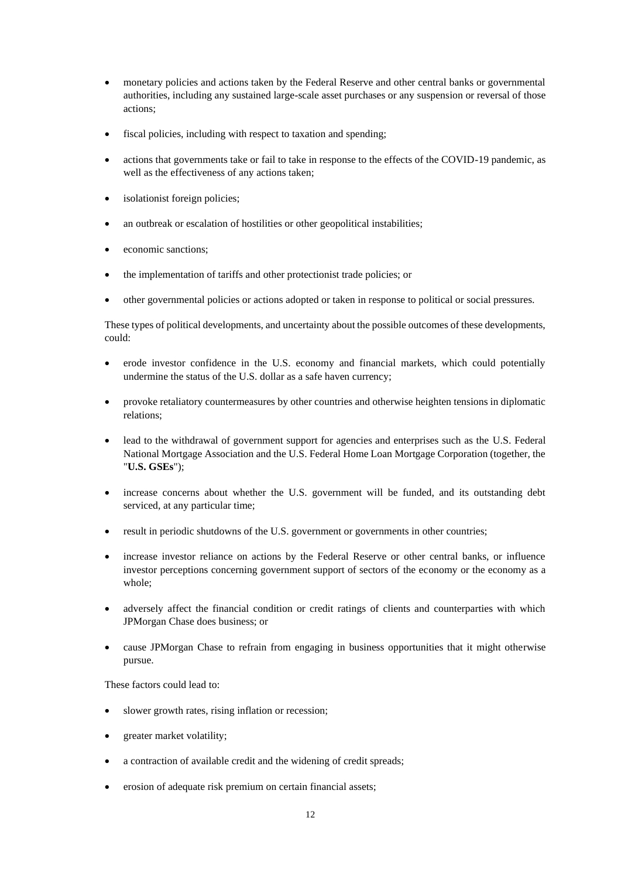- monetary policies and actions taken by the Federal Reserve and other central banks or governmental authorities, including any sustained large-scale asset purchases or any suspension or reversal of those actions;
- fiscal policies, including with respect to taxation and spending;
- actions that governments take or fail to take in response to the effects of the COVID-19 pandemic, as well as the effectiveness of any actions taken;
- isolationist foreign policies;
- an outbreak or escalation of hostilities or other geopolitical instabilities;
- economic sanctions;
- the implementation of tariffs and other protectionist trade policies; or
- other governmental policies or actions adopted or taken in response to political or social pressures.

These types of political developments, and uncertainty about the possible outcomes of these developments, could:

- erode investor confidence in the U.S. economy and financial markets, which could potentially undermine the status of the U.S. dollar as a safe haven currency;
- provoke retaliatory countermeasures by other countries and otherwise heighten tensions in diplomatic relations;
- lead to the withdrawal of government support for agencies and enterprises such as the U.S. Federal National Mortgage Association and the U.S. Federal Home Loan Mortgage Corporation (together, the "**U.S. GSEs**");
- increase concerns about whether the U.S. government will be funded, and its outstanding debt serviced, at any particular time;
- result in periodic shutdowns of the U.S. government or governments in other countries;
- increase investor reliance on actions by the Federal Reserve or other central banks, or influence investor perceptions concerning government support of sectors of the economy or the economy as a whole;
- adversely affect the financial condition or credit ratings of clients and counterparties with which JPMorgan Chase does business; or
- cause JPMorgan Chase to refrain from engaging in business opportunities that it might otherwise pursue.

These factors could lead to:

- slower growth rates, rising inflation or recession;
- greater market volatility;
- a contraction of available credit and the widening of credit spreads;
- erosion of adequate risk premium on certain financial assets;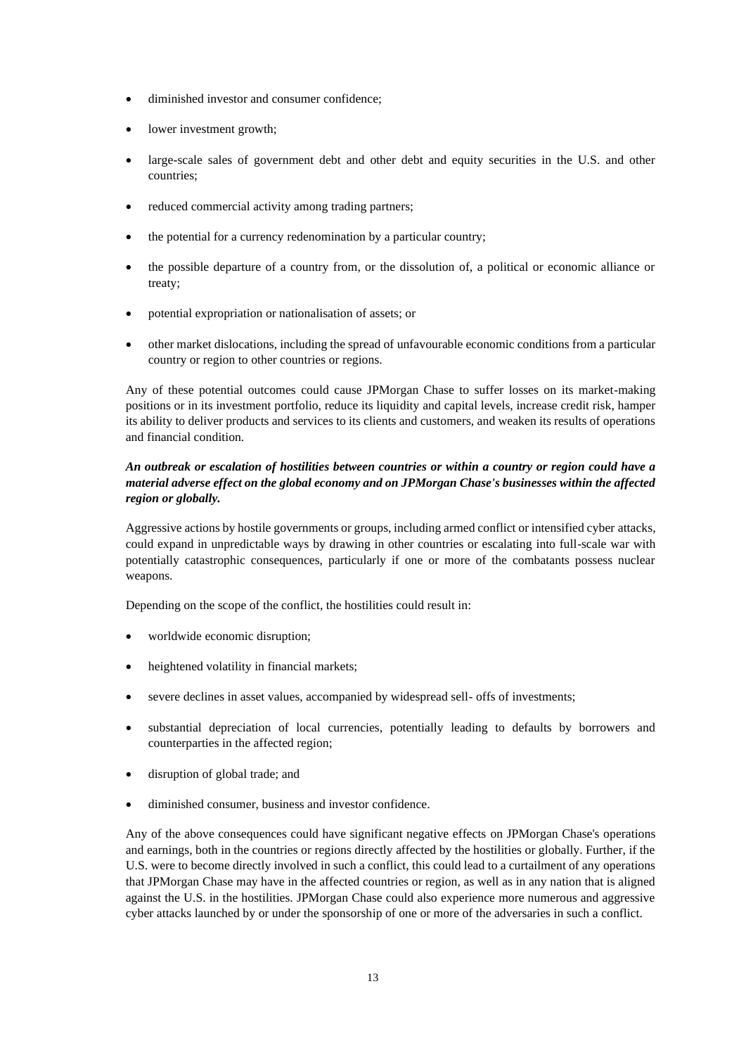- diminished investor and consumer confidence;
- lower investment growth;
- large-scale sales of government debt and other debt and equity securities in the U.S. and other countries;
- reduced commercial activity among trading partners;
- the potential for a currency redenomination by a particular country;
- the possible departure of a country from, or the dissolution of, a political or economic alliance or treaty;
- potential expropriation or nationalisation of assets; or
- other market dislocations, including the spread of unfavourable economic conditions from a particular country or region to other countries or regions.

Any of these potential outcomes could cause JPMorgan Chase to suffer losses on its market-making positions or in its investment portfolio, reduce its liquidity and capital levels, increase credit risk, hamper its ability to deliver products and services to its clients and customers, and weaken its results of operations and financial condition.

***An outbreak or escalation of hostilities between countries or within a country or region could have a material adverse effect on the global economy and on JPMorgan Chase's businesses within the affected region or globally.***

Aggressive actions by hostile governments or groups, including armed conflict or intensified cyber attacks, could expand in unpredictable ways by drawing in other countries or escalating into full-scale war with potentially catastrophic consequences, particularly if one or more of the combatants possess nuclear weapons.

Depending on the scope of the conflict, the hostilities could result in:

- worldwide economic disruption;
- heightened volatility in financial markets;
- severe declines in asset values, accompanied by widespread sell- offs of investments;
- substantial depreciation of local currencies, potentially leading to defaults by borrowers and counterparties in the affected region;
- disruption of global trade; and
- diminished consumer, business and investor confidence.

Any of the above consequences could have significant negative effects on JPMorgan Chase's operations and earnings, both in the countries or regions directly affected by the hostilities or globally. Further, if the U.S. were to become directly involved in such a conflict, this could lead to a curtailment of any operations that JPMorgan Chase may have in the affected countries or region, as well as in any nation that is aligned against the U.S. in the hostilities. JPMorgan Chase could also experience more numerous and aggressive cyber attacks launched by or under the sponsorship of one or more of the adversaries in such a conflict.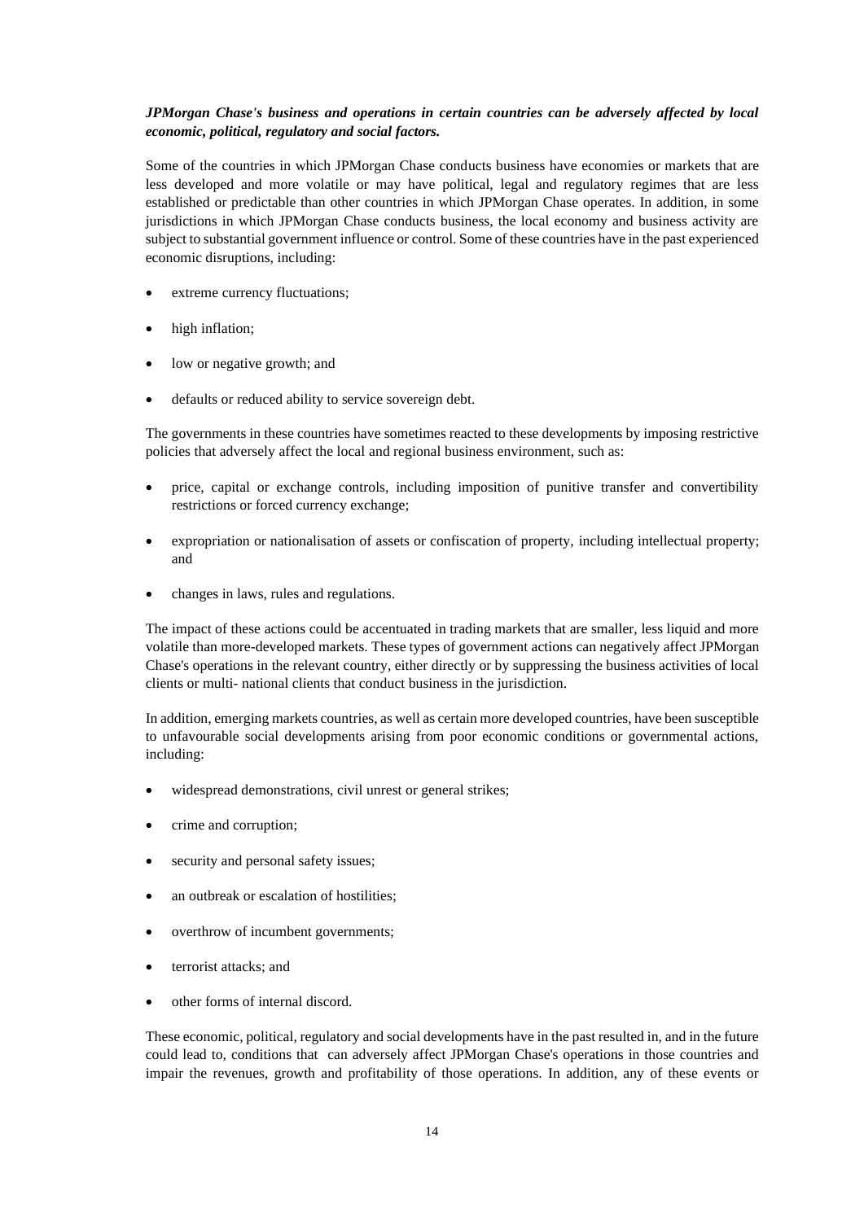***JPMorgan Chase's business and operations in certain countries can be adversely affected by local economic, political, regulatory and social factors.***

Some of the countries in which JPMorgan Chase conducts business have economies or markets that are less developed and more volatile or may have political, legal and regulatory regimes that are less established or predictable than other countries in which JPMorgan Chase operates. In addition, in some jurisdictions in which JPMorgan Chase conducts business, the local economy and business activity are subject to substantial government influence or control. Some of these countries have in the past experienced economic disruptions, including:

- extreme currency fluctuations;
- high inflation;
- low or negative growth; and
- defaults or reduced ability to service sovereign debt.

The governments in these countries have sometimes reacted to these developments by imposing restrictive policies that adversely affect the local and regional business environment, such as:

- price, capital or exchange controls, including imposition of punitive transfer and convertibility restrictions or forced currency exchange;
- expropriation or nationalisation of assets or confiscation of property, including intellectual property; and
- changes in laws, rules and regulations.

The impact of these actions could be accentuated in trading markets that are smaller, less liquid and more volatile than more-developed markets. These types of government actions can negatively affect JPMorgan Chase's operations in the relevant country, either directly or by suppressing the business activities of local clients or multi- national clients that conduct business in the jurisdiction.

In addition, emerging markets countries, as well as certain more developed countries, have been susceptible to unfavourable social developments arising from poor economic conditions or governmental actions, including:

- widespread demonstrations, civil unrest or general strikes;
- crime and corruption;
- security and personal safety issues;
- an outbreak or escalation of hostilities;
- overthrow of incumbent governments;
- terrorist attacks; and
- other forms of internal discord.

These economic, political, regulatory and social developments have in the past resulted in, and in the future could lead to, conditions that can adversely affect JPMorgan Chase's operations in those countries and impair the revenues, growth and profitability of those operations. In addition, any of these events or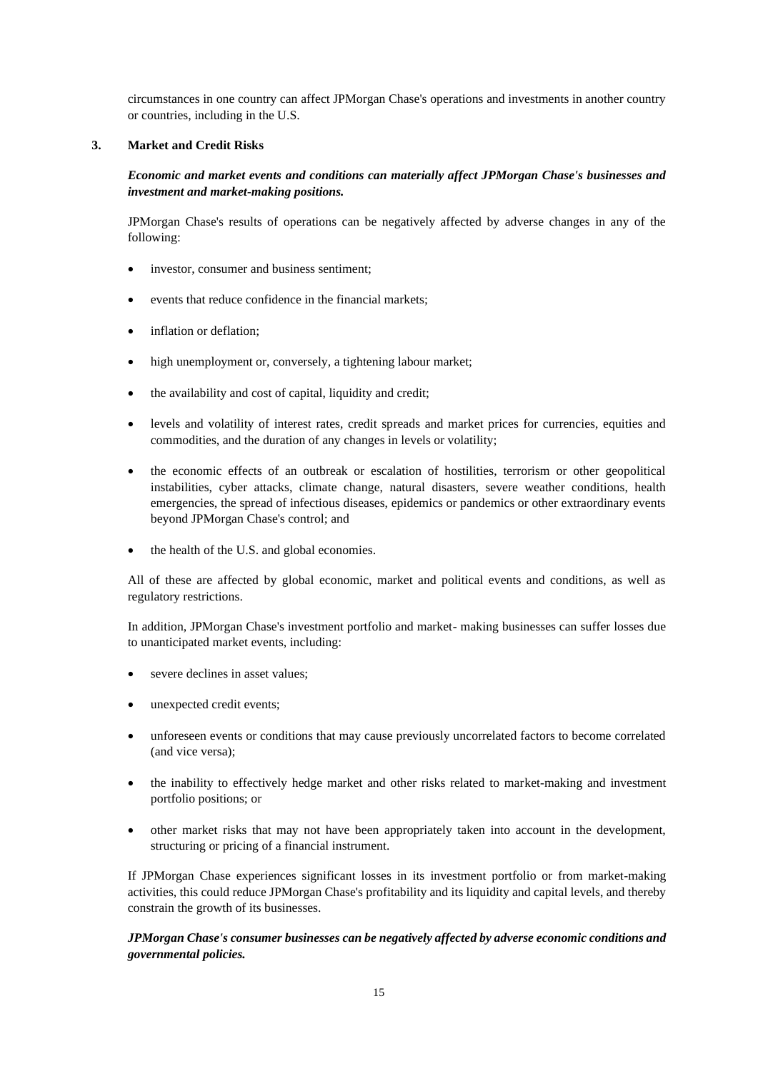circumstances in one country can affect JPMorgan Chase's operations and investments in another country or countries, including in the U.S.

## 3. Market and Credit Risks

***Economic and market events and conditions can materially affect JPMorgan Chase's businesses and investment and market-making positions.***

JPMorgan Chase's results of operations can be negatively affected by adverse changes in any of the following:

- investor, consumer and business sentiment;
- events that reduce confidence in the financial markets;
- inflation or deflation;
- high unemployment or, conversely, a tightening labour market;
- the availability and cost of capital, liquidity and credit;
- levels and volatility of interest rates, credit spreads and market prices for currencies, equities and commodities, and the duration of any changes in levels or volatility;
- the economic effects of an outbreak or escalation of hostilities, terrorism or other geopolitical instabilities, cyber attacks, climate change, natural disasters, severe weather conditions, health emergencies, the spread of infectious diseases, epidemics or pandemics or other extraordinary events beyond JPMorgan Chase's control; and
- the health of the U.S. and global economies.

All of these are affected by global economic, market and political events and conditions, as well as regulatory restrictions.

In addition, JPMorgan Chase's investment portfolio and market- making businesses can suffer losses due to unanticipated market events, including:

- severe declines in asset values;
- unexpected credit events;
- unforeseen events or conditions that may cause previously uncorrelated factors to become correlated (and vice versa);
- the inability to effectively hedge market and other risks related to market-making and investment portfolio positions; or
- other market risks that may not have been appropriately taken into account in the development, structuring or pricing of a financial instrument.

If JPMorgan Chase experiences significant losses in its investment portfolio or from market-making activities, this could reduce JPMorgan Chase's profitability and its liquidity and capital levels, and thereby constrain the growth of its businesses.

***JPMorgan Chase's consumer businesses can be negatively affected by adverse economic conditions and governmental policies.***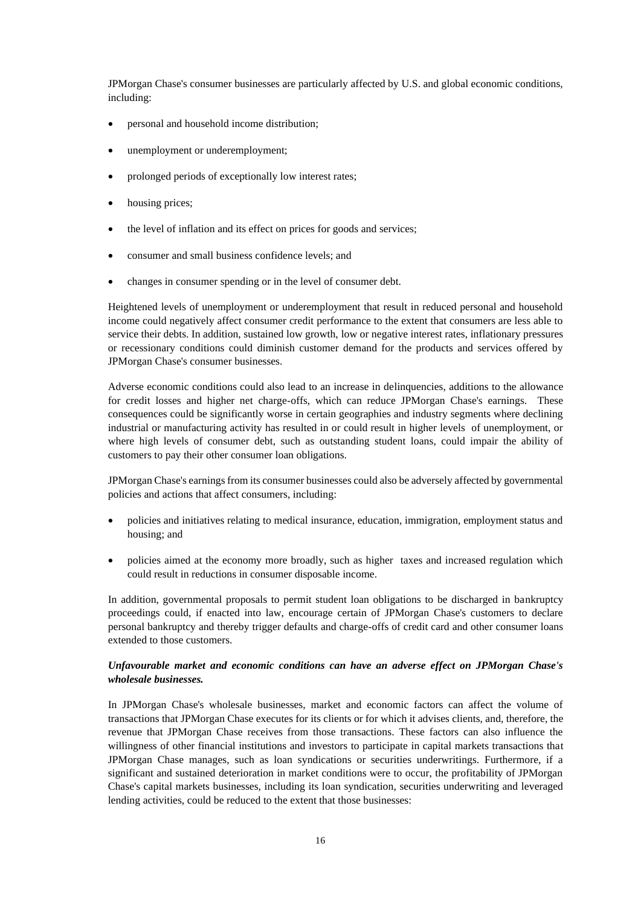JPMorgan Chase's consumer businesses are particularly affected by U.S. and global economic conditions, including:

- personal and household income distribution;
- unemployment or underemployment;
- prolonged periods of exceptionally low interest rates;
- housing prices;
- the level of inflation and its effect on prices for goods and services;
- consumer and small business confidence levels; and
- changes in consumer spending or in the level of consumer debt.

Heightened levels of unemployment or underemployment that result in reduced personal and household income could negatively affect consumer credit performance to the extent that consumers are less able to service their debts. In addition, sustained low growth, low or negative interest rates, inflationary pressures or recessionary conditions could diminish customer demand for the products and services offered by JPMorgan Chase's consumer businesses.

Adverse economic conditions could also lead to an increase in delinquencies, additions to the allowance for credit losses and higher net charge-offs, which can reduce JPMorgan Chase's earnings. These consequences could be significantly worse in certain geographies and industry segments where declining industrial or manufacturing activity has resulted in or could result in higher levels of unemployment, or where high levels of consumer debt, such as outstanding student loans, could impair the ability of customers to pay their other consumer loan obligations.

JPMorgan Chase's earnings from its consumer businesses could also be adversely affected by governmental policies and actions that affect consumers, including:

- policies and initiatives relating to medical insurance, education, immigration, employment status and housing; and
- policies aimed at the economy more broadly, such as higher taxes and increased regulation which could result in reductions in consumer disposable income.

In addition, governmental proposals to permit student loan obligations to be discharged in bankruptcy proceedings could, if enacted into law, encourage certain of JPMorgan Chase's customers to declare personal bankruptcy and thereby trigger defaults and charge-offs of credit card and other consumer loans extended to those customers.

***Unfavourable market and economic conditions can have an adverse effect on JPMorgan Chase's wholesale businesses.***

In JPMorgan Chase's wholesale businesses, market and economic factors can affect the volume of transactions that JPMorgan Chase executes for its clients or for which it advises clients, and, therefore, the revenue that JPMorgan Chase receives from those transactions. These factors can also influence the willingness of other financial institutions and investors to participate in capital markets transactions that JPMorgan Chase manages, such as loan syndications or securities underwritings. Furthermore, if a significant and sustained deterioration in market conditions were to occur, the profitability of JPMorgan Chase's capital markets businesses, including its loan syndication, securities underwriting and leveraged lending activities, could be reduced to the extent that those businesses: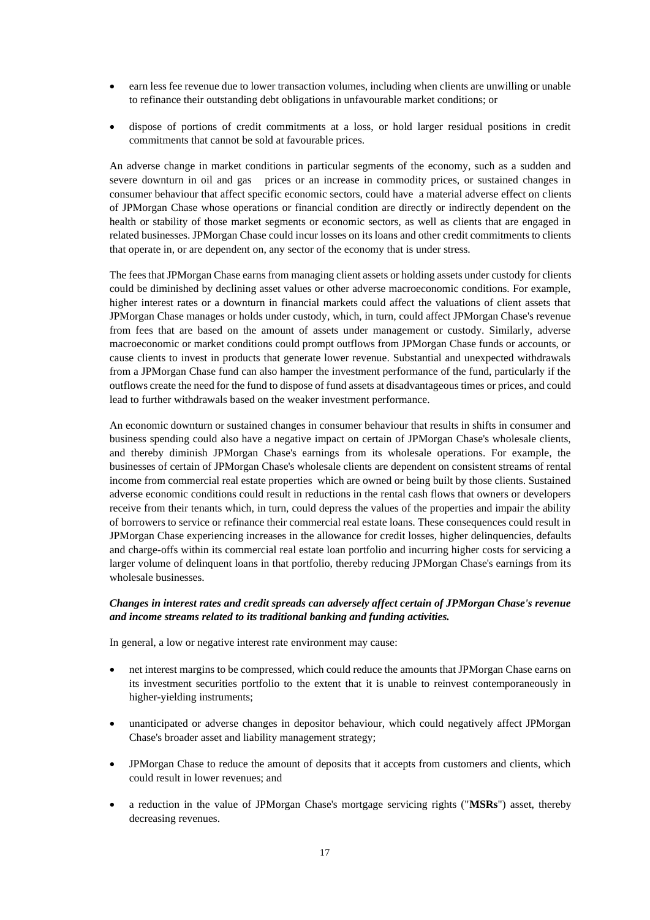- earn less fee revenue due to lower transaction volumes, including when clients are unwilling or unable to refinance their outstanding debt obligations in unfavourable market conditions; or

- dispose of portions of credit commitments at a loss, or hold larger residual positions in credit commitments that cannot be sold at favourable prices.

An adverse change in market conditions in particular segments of the economy, such as a sudden and severe downturn in oil and gas prices or an increase in commodity prices, or sustained changes in consumer behaviour that affect specific economic sectors, could have a material adverse effect on clients of JPMorgan Chase whose operations or financial condition are directly or indirectly dependent on the health or stability of those market segments or economic sectors, as well as clients that are engaged in related businesses. JPMorgan Chase could incur losses on its loans and other credit commitments to clients that operate in, or are dependent on, any sector of the economy that is under stress.

The fees that JPMorgan Chase earns from managing client assets or holding assets under custody for clients could be diminished by declining asset values or other adverse macroeconomic conditions. For example, higher interest rates or a downturn in financial markets could affect the valuations of client assets that JPMorgan Chase manages or holds under custody, which, in turn, could affect JPMorgan Chase's revenue from fees that are based on the amount of assets under management or custody. Similarly, adverse macroeconomic or market conditions could prompt outflows from JPMorgan Chase funds or accounts, or cause clients to invest in products that generate lower revenue. Substantial and unexpected withdrawals from a JPMorgan Chase fund can also hamper the investment performance of the fund, particularly if the outflows create the need for the fund to dispose of fund assets at disadvantageous times or prices, and could lead to further withdrawals based on the weaker investment performance.

An economic downturn or sustained changes in consumer behaviour that results in shifts in consumer and business spending could also have a negative impact on certain of JPMorgan Chase's wholesale clients, and thereby diminish JPMorgan Chase's earnings from its wholesale operations. For example, the businesses of certain of JPMorgan Chase's wholesale clients are dependent on consistent streams of rental income from commercial real estate properties which are owned or being built by those clients. Sustained adverse economic conditions could result in reductions in the rental cash flows that owners or developers receive from their tenants which, in turn, could depress the values of the properties and impair the ability of borrowers to service or refinance their commercial real estate loans. These consequences could result in JPMorgan Chase experiencing increases in the allowance for credit losses, higher delinquencies, defaults and charge-offs within its commercial real estate loan portfolio and incurring higher costs for servicing a larger volume of delinquent loans in that portfolio, thereby reducing JPMorgan Chase's earnings from its wholesale businesses.

***Changes in interest rates and credit spreads can adversely affect certain of JPMorgan Chase's revenue and income streams related to its traditional banking and funding activities.***

In general, a low or negative interest rate environment may cause:

- net interest margins to be compressed, which could reduce the amounts that JPMorgan Chase earns on its investment securities portfolio to the extent that it is unable to reinvest contemporaneously in higher-yielding instruments;

- unanticipated or adverse changes in depositor behaviour, which could negatively affect JPMorgan Chase's broader asset and liability management strategy;

- JPMorgan Chase to reduce the amount of deposits that it accepts from customers and clients, which could result in lower revenues; and

- a reduction in the value of JPMorgan Chase's mortgage servicing rights ("**MSRs**") asset, thereby decreasing revenues.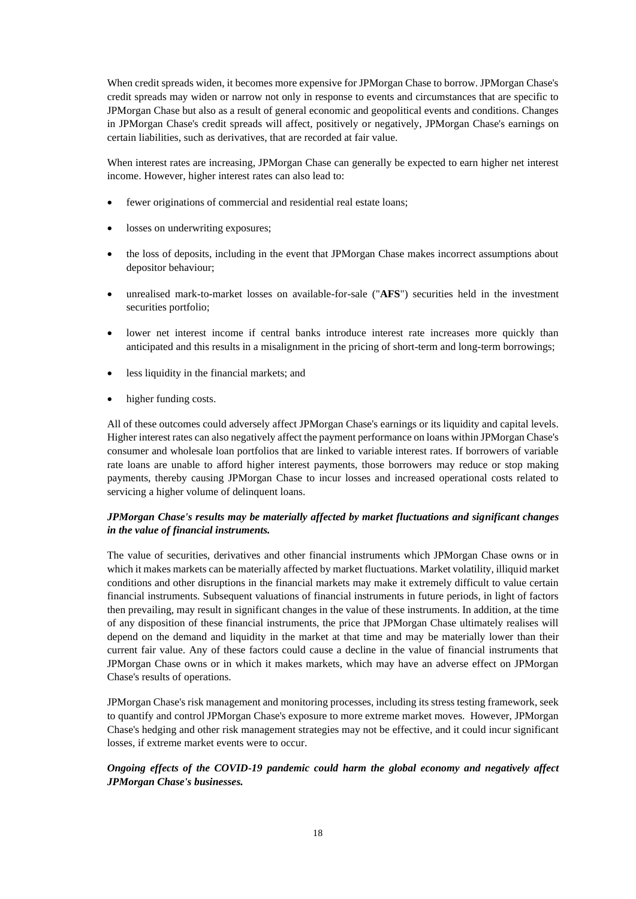When credit spreads widen, it becomes more expensive for JPMorgan Chase to borrow. JPMorgan Chase's credit spreads may widen or narrow not only in response to events and circumstances that are specific to JPMorgan Chase but also as a result of general economic and geopolitical events and conditions. Changes in JPMorgan Chase's credit spreads will affect, positively or negatively, JPMorgan Chase's earnings on certain liabilities, such as derivatives, that are recorded at fair value.

When interest rates are increasing, JPMorgan Chase can generally be expected to earn higher net interest income. However, higher interest rates can also lead to:

- fewer originations of commercial and residential real estate loans;
- losses on underwriting exposures;
- the loss of deposits, including in the event that JPMorgan Chase makes incorrect assumptions about depositor behaviour;
- unrealised mark-to-market losses on available-for-sale ("**AFS**") securities held in the investment securities portfolio;
- lower net interest income if central banks introduce interest rate increases more quickly than anticipated and this results in a misalignment in the pricing of short-term and long-term borrowings;
- less liquidity in the financial markets; and
- higher funding costs.

All of these outcomes could adversely affect JPMorgan Chase's earnings or its liquidity and capital levels. Higher interest rates can also negatively affect the payment performance on loans within JPMorgan Chase's consumer and wholesale loan portfolios that are linked to variable interest rates. If borrowers of variable rate loans are unable to afford higher interest payments, those borrowers may reduce or stop making payments, thereby causing JPMorgan Chase to incur losses and increased operational costs related to servicing a higher volume of delinquent loans.

***JPMorgan Chase's results may be materially affected by market fluctuations and significant changes in the value of financial instruments.***

The value of securities, derivatives and other financial instruments which JPMorgan Chase owns or in which it makes markets can be materially affected by market fluctuations. Market volatility, illiquid market conditions and other disruptions in the financial markets may make it extremely difficult to value certain financial instruments. Subsequent valuations of financial instruments in future periods, in light of factors then prevailing, may result in significant changes in the value of these instruments. In addition, at the time of any disposition of these financial instruments, the price that JPMorgan Chase ultimately realises will depend on the demand and liquidity in the market at that time and may be materially lower than their current fair value. Any of these factors could cause a decline in the value of financial instruments that JPMorgan Chase owns or in which it makes markets, which may have an adverse effect on JPMorgan Chase's results of operations.

JPMorgan Chase's risk management and monitoring processes, including its stress testing framework, seek to quantify and control JPMorgan Chase's exposure to more extreme market moves. However, JPMorgan Chase's hedging and other risk management strategies may not be effective, and it could incur significant losses, if extreme market events were to occur.

***Ongoing effects of the COVID-19 pandemic could harm the global economy and negatively affect JPMorgan Chase's businesses.***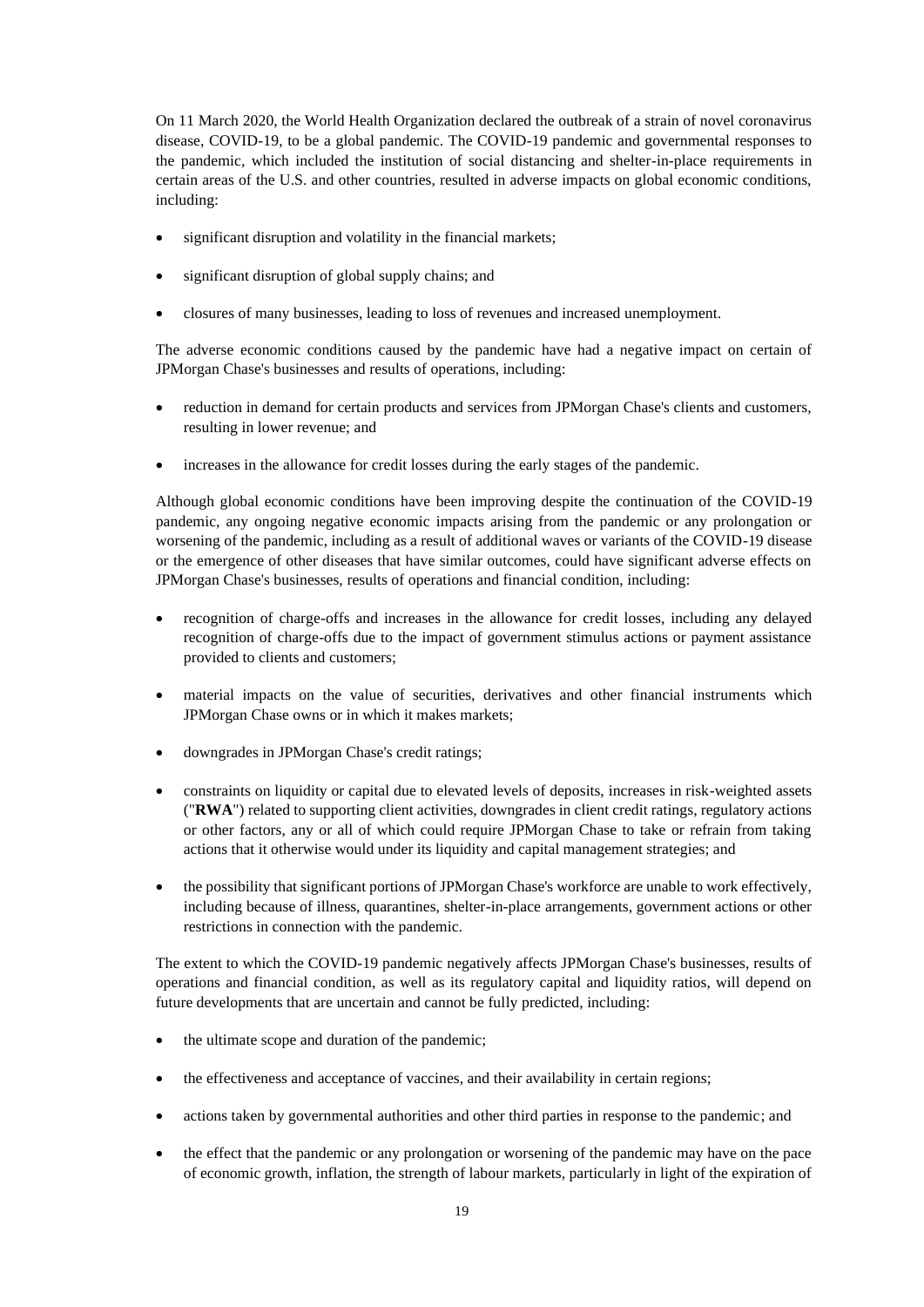On 11 March 2020, the World Health Organization declared the outbreak of a strain of novel coronavirus disease, COVID-19, to be a global pandemic. The COVID-19 pandemic and governmental responses to the pandemic, which included the institution of social distancing and shelter-in-place requirements in certain areas of the U.S. and other countries, resulted in adverse impacts on global economic conditions, including:

- significant disruption and volatility in the financial markets;
- significant disruption of global supply chains; and
- closures of many businesses, leading to loss of revenues and increased unemployment.

The adverse economic conditions caused by the pandemic have had a negative impact on certain of JPMorgan Chase's businesses and results of operations, including:

- reduction in demand for certain products and services from JPMorgan Chase's clients and customers, resulting in lower revenue; and
- increases in the allowance for credit losses during the early stages of the pandemic.

Although global economic conditions have been improving despite the continuation of the COVID-19 pandemic, any ongoing negative economic impacts arising from the pandemic or any prolongation or worsening of the pandemic, including as a result of additional waves or variants of the COVID-19 disease or the emergence of other diseases that have similar outcomes, could have significant adverse effects on JPMorgan Chase's businesses, results of operations and financial condition, including:

- recognition of charge-offs and increases in the allowance for credit losses, including any delayed recognition of charge-offs due to the impact of government stimulus actions or payment assistance provided to clients and customers;
- material impacts on the value of securities, derivatives and other financial instruments which JPMorgan Chase owns or in which it makes markets;
- downgrades in JPMorgan Chase's credit ratings;
- constraints on liquidity or capital due to elevated levels of deposits, increases in risk-weighted assets ("**RWA**") related to supporting client activities, downgrades in client credit ratings, regulatory actions or other factors, any or all of which could require JPMorgan Chase to take or refrain from taking actions that it otherwise would under its liquidity and capital management strategies; and
- the possibility that significant portions of JPMorgan Chase's workforce are unable to work effectively, including because of illness, quarantines, shelter-in-place arrangements, government actions or other restrictions in connection with the pandemic.

The extent to which the COVID-19 pandemic negatively affects JPMorgan Chase's businesses, results of operations and financial condition, as well as its regulatory capital and liquidity ratios, will depend on future developments that are uncertain and cannot be fully predicted, including:

- the ultimate scope and duration of the pandemic;
- the effectiveness and acceptance of vaccines, and their availability in certain regions;
- actions taken by governmental authorities and other third parties in response to the pandemic; and
- the effect that the pandemic or any prolongation or worsening of the pandemic may have on the pace of economic growth, inflation, the strength of labour markets, particularly in light of the expiration of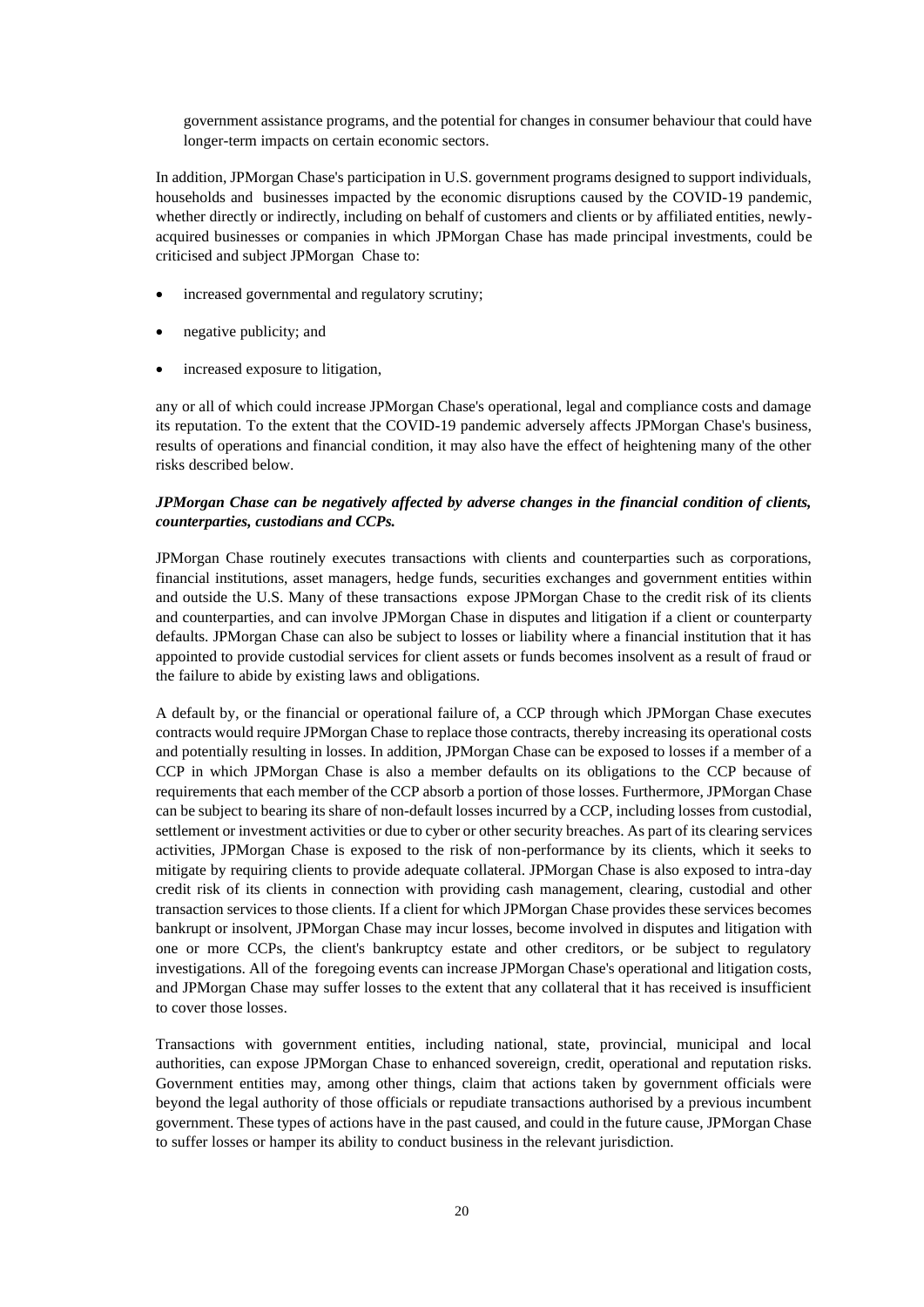government assistance programs, and the potential for changes in consumer behaviour that could have longer-term impacts on certain economic sectors.

In addition, JPMorgan Chase's participation in U.S. government programs designed to support individuals, households and businesses impacted by the economic disruptions caused by the COVID-19 pandemic, whether directly or indirectly, including on behalf of customers and clients or by affiliated entities, newly-acquired businesses or companies in which JPMorgan Chase has made principal investments, could be criticised and subject JPMorgan Chase to:

- increased governmental and regulatory scrutiny;
- negative publicity; and
- increased exposure to litigation,

any or all of which could increase JPMorgan Chase's operational, legal and compliance costs and damage its reputation. To the extent that the COVID-19 pandemic adversely affects JPMorgan Chase's business, results of operations and financial condition, it may also have the effect of heightening many of the other risks described below.

***JPMorgan Chase can be negatively affected by adverse changes in the financial condition of clients, counterparties, custodians and CCPs.***

JPMorgan Chase routinely executes transactions with clients and counterparties such as corporations, financial institutions, asset managers, hedge funds, securities exchanges and government entities within and outside the U.S. Many of these transactions expose JPMorgan Chase to the credit risk of its clients and counterparties, and can involve JPMorgan Chase in disputes and litigation if a client or counterparty defaults. JPMorgan Chase can also be subject to losses or liability where a financial institution that it has appointed to provide custodial services for client assets or funds becomes insolvent as a result of fraud or the failure to abide by existing laws and obligations.

A default by, or the financial or operational failure of, a CCP through which JPMorgan Chase executes contracts would require JPMorgan Chase to replace those contracts, thereby increasing its operational costs and potentially resulting in losses. In addition, JPMorgan Chase can be exposed to losses if a member of a CCP in which JPMorgan Chase is also a member defaults on its obligations to the CCP because of requirements that each member of the CCP absorb a portion of those losses. Furthermore, JPMorgan Chase can be subject to bearing its share of non-default losses incurred by a CCP, including losses from custodial, settlement or investment activities or due to cyber or other security breaches. As part of its clearing services activities, JPMorgan Chase is exposed to the risk of non-performance by its clients, which it seeks to mitigate by requiring clients to provide adequate collateral. JPMorgan Chase is also exposed to intra-day credit risk of its clients in connection with providing cash management, clearing, custodial and other transaction services to those clients. If a client for which JPMorgan Chase provides these services becomes bankrupt or insolvent, JPMorgan Chase may incur losses, become involved in disputes and litigation with one or more CCPs, the client's bankruptcy estate and other creditors, or be subject to regulatory investigations. All of the foregoing events can increase JPMorgan Chase's operational and litigation costs, and JPMorgan Chase may suffer losses to the extent that any collateral that it has received is insufficient to cover those losses.

Transactions with government entities, including national, state, provincial, municipal and local authorities, can expose JPMorgan Chase to enhanced sovereign, credit, operational and reputation risks. Government entities may, among other things, claim that actions taken by government officials were beyond the legal authority of those officials or repudiate transactions authorised by a previous incumbent government. These types of actions have in the past caused, and could in the future cause, JPMorgan Chase to suffer losses or hamper its ability to conduct business in the relevant jurisdiction.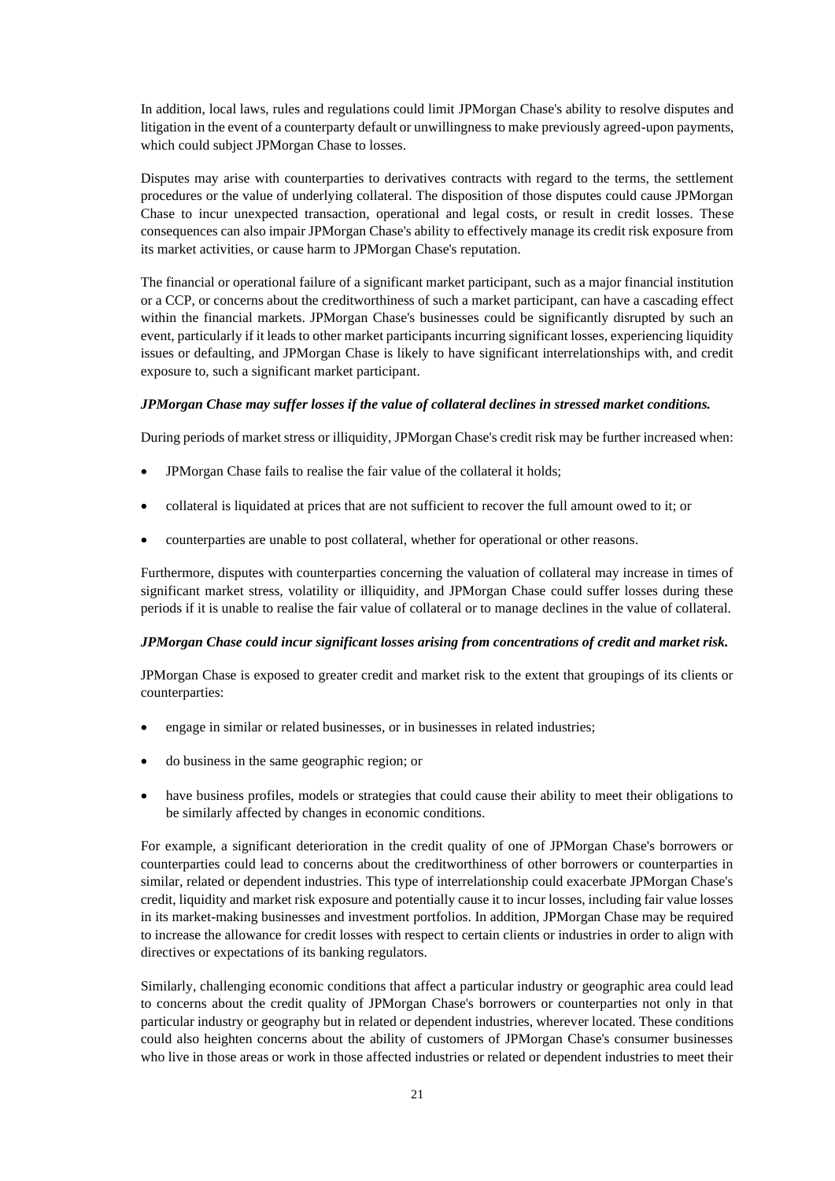In addition, local laws, rules and regulations could limit JPMorgan Chase's ability to resolve disputes and litigation in the event of a counterparty default or unwillingness to make previously agreed-upon payments, which could subject JPMorgan Chase to losses.

Disputes may arise with counterparties to derivatives contracts with regard to the terms, the settlement procedures or the value of underlying collateral. The disposition of those disputes could cause JPMorgan Chase to incur unexpected transaction, operational and legal costs, or result in credit losses. These consequences can also impair JPMorgan Chase's ability to effectively manage its credit risk exposure from its market activities, or cause harm to JPMorgan Chase's reputation.

The financial or operational failure of a significant market participant, such as a major financial institution or a CCP, or concerns about the creditworthiness of such a market participant, can have a cascading effect within the financial markets. JPMorgan Chase's businesses could be significantly disrupted by such an event, particularly if it leads to other market participants incurring significant losses, experiencing liquidity issues or defaulting, and JPMorgan Chase is likely to have significant interrelationships with, and credit exposure to, such a significant market participant.

***JPMorgan Chase may suffer losses if the value of collateral declines in stressed market conditions.***

During periods of market stress or illiquidity, JPMorgan Chase's credit risk may be further increased when:

- JPMorgan Chase fails to realise the fair value of the collateral it holds;
- collateral is liquidated at prices that are not sufficient to recover the full amount owed to it; or
- counterparties are unable to post collateral, whether for operational or other reasons.

Furthermore, disputes with counterparties concerning the valuation of collateral may increase in times of significant market stress, volatility or illiquidity, and JPMorgan Chase could suffer losses during these periods if it is unable to realise the fair value of collateral or to manage declines in the value of collateral.

***JPMorgan Chase could incur significant losses arising from concentrations of credit and market risk.***

JPMorgan Chase is exposed to greater credit and market risk to the extent that groupings of its clients or counterparties:

- engage in similar or related businesses, or in businesses in related industries;
- do business in the same geographic region; or
- have business profiles, models or strategies that could cause their ability to meet their obligations to be similarly affected by changes in economic conditions.

For example, a significant deterioration in the credit quality of one of JPMorgan Chase's borrowers or counterparties could lead to concerns about the creditworthiness of other borrowers or counterparties in similar, related or dependent industries. This type of interrelationship could exacerbate JPMorgan Chase's credit, liquidity and market risk exposure and potentially cause it to incur losses, including fair value losses in its market-making businesses and investment portfolios. In addition, JPMorgan Chase may be required to increase the allowance for credit losses with respect to certain clients or industries in order to align with directives or expectations of its banking regulators.

Similarly, challenging economic conditions that affect a particular industry or geographic area could lead to concerns about the credit quality of JPMorgan Chase's borrowers or counterparties not only in that particular industry or geography but in related or dependent industries, wherever located. These conditions could also heighten concerns about the ability of customers of JPMorgan Chase's consumer businesses who live in those areas or work in those affected industries or related or dependent industries to meet their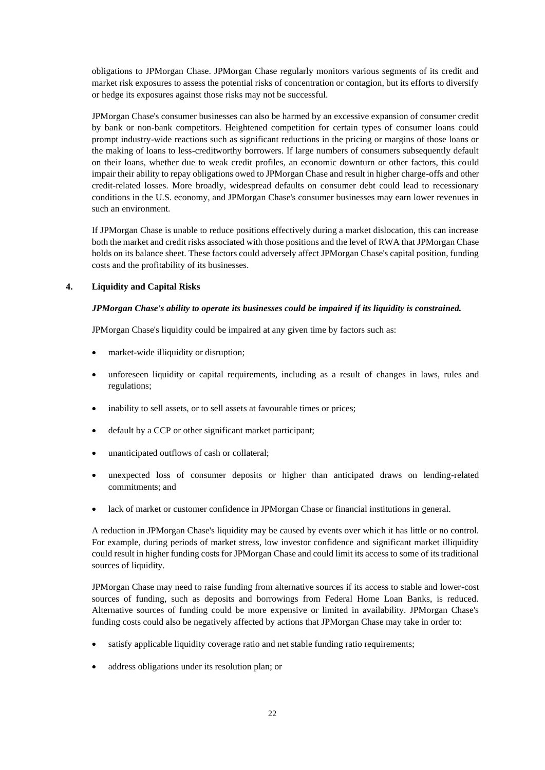obligations to JPMorgan Chase. JPMorgan Chase regularly monitors various segments of its credit and market risk exposures to assess the potential risks of concentration or contagion, but its efforts to diversify or hedge its exposures against those risks may not be successful.

JPMorgan Chase's consumer businesses can also be harmed by an excessive expansion of consumer credit by bank or non-bank competitors. Heightened competition for certain types of consumer loans could prompt industry-wide reactions such as significant reductions in the pricing or margins of those loans or the making of loans to less-creditworthy borrowers. If large numbers of consumers subsequently default on their loans, whether due to weak credit profiles, an economic downturn or other factors, this could impair their ability to repay obligations owed to JPMorgan Chase and result in higher charge-offs and other credit-related losses. More broadly, widespread defaults on consumer debt could lead to recessionary conditions in the U.S. economy, and JPMorgan Chase's consumer businesses may earn lower revenues in such an environment.

If JPMorgan Chase is unable to reduce positions effectively during a market dislocation, this can increase both the market and credit risks associated with those positions and the level of RWA that JPMorgan Chase holds on its balance sheet. These factors could adversely affect JPMorgan Chase's capital position, funding costs and the profitability of its businesses.

## 4. Liquidity and Capital Risks

***JPMorgan Chase's ability to operate its businesses could be impaired if its liquidity is constrained.***

JPMorgan Chase's liquidity could be impaired at any given time by factors such as:

- market-wide illiquidity or disruption;
- unforeseen liquidity or capital requirements, including as a result of changes in laws, rules and regulations;
- inability to sell assets, or to sell assets at favourable times or prices;
- default by a CCP or other significant market participant;
- unanticipated outflows of cash or collateral;
- unexpected loss of consumer deposits or higher than anticipated draws on lending-related commitments; and
- lack of market or customer confidence in JPMorgan Chase or financial institutions in general.

A reduction in JPMorgan Chase's liquidity may be caused by events over which it has little or no control. For example, during periods of market stress, low investor confidence and significant market illiquidity could result in higher funding costs for JPMorgan Chase and could limit its access to some of its traditional sources of liquidity.

JPMorgan Chase may need to raise funding from alternative sources if its access to stable and lower-cost sources of funding, such as deposits and borrowings from Federal Home Loan Banks, is reduced. Alternative sources of funding could be more expensive or limited in availability. JPMorgan Chase's funding costs could also be negatively affected by actions that JPMorgan Chase may take in order to:

- satisfy applicable liquidity coverage ratio and net stable funding ratio requirements;
- address obligations under its resolution plan; or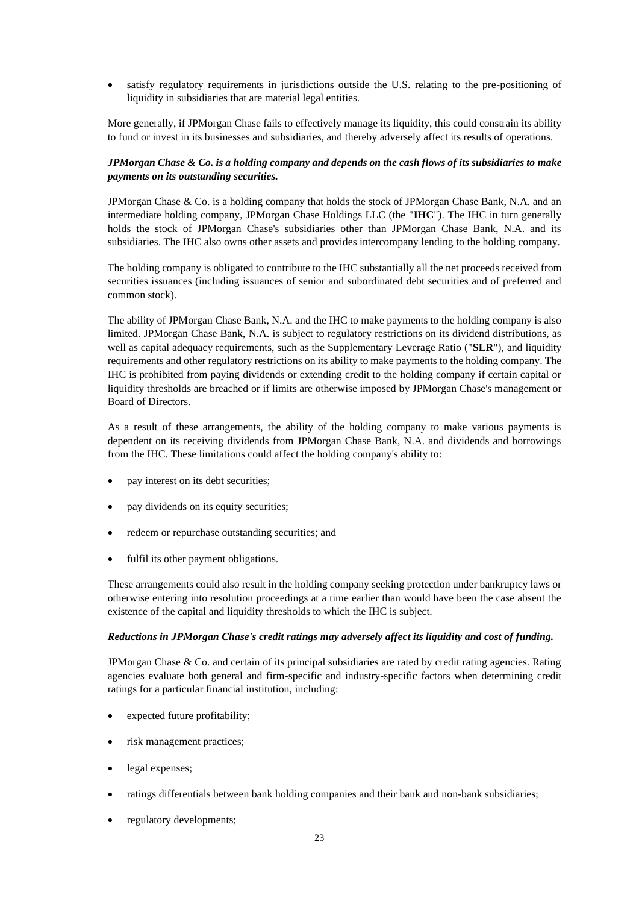- satisfy regulatory requirements in jurisdictions outside the U.S. relating to the pre-positioning of liquidity in subsidiaries that are material legal entities.

More generally, if JPMorgan Chase fails to effectively manage its liquidity, this could constrain its ability to fund or invest in its businesses and subsidiaries, and thereby adversely affect its results of operations.

***JPMorgan Chase & Co. is a holding company and depends on the cash flows of its subsidiaries to make payments on its outstanding securities.***

JPMorgan Chase & Co. is a holding company that holds the stock of JPMorgan Chase Bank, N.A. and an intermediate holding company, JPMorgan Chase Holdings LLC (the "**IHC**"). The IHC in turn generally holds the stock of JPMorgan Chase's subsidiaries other than JPMorgan Chase Bank, N.A. and its subsidiaries. The IHC also owns other assets and provides intercompany lending to the holding company.

The holding company is obligated to contribute to the IHC substantially all the net proceeds received from securities issuances (including issuances of senior and subordinated debt securities and of preferred and common stock).

The ability of JPMorgan Chase Bank, N.A. and the IHC to make payments to the holding company is also limited. JPMorgan Chase Bank, N.A. is subject to regulatory restrictions on its dividend distributions, as well as capital adequacy requirements, such as the Supplementary Leverage Ratio ("**SLR**"), and liquidity requirements and other regulatory restrictions on its ability to make payments to the holding company. The IHC is prohibited from paying dividends or extending credit to the holding company if certain capital or liquidity thresholds are breached or if limits are otherwise imposed by JPMorgan Chase's management or Board of Directors.

As a result of these arrangements, the ability of the holding company to make various payments is dependent on its receiving dividends from JPMorgan Chase Bank, N.A. and dividends and borrowings from the IHC. These limitations could affect the holding company's ability to:

- pay interest on its debt securities;
- pay dividends on its equity securities;
- redeem or repurchase outstanding securities; and
- fulfil its other payment obligations.

These arrangements could also result in the holding company seeking protection under bankruptcy laws or otherwise entering into resolution proceedings at a time earlier than would have been the case absent the existence of the capital and liquidity thresholds to which the IHC is subject.

***Reductions in JPMorgan Chase's credit ratings may adversely affect its liquidity and cost of funding.***

JPMorgan Chase & Co. and certain of its principal subsidiaries are rated by credit rating agencies. Rating agencies evaluate both general and firm-specific and industry-specific factors when determining credit ratings for a particular financial institution, including:

- expected future profitability;
- risk management practices;
- legal expenses;
- ratings differentials between bank holding companies and their bank and non-bank subsidiaries;
- regulatory developments;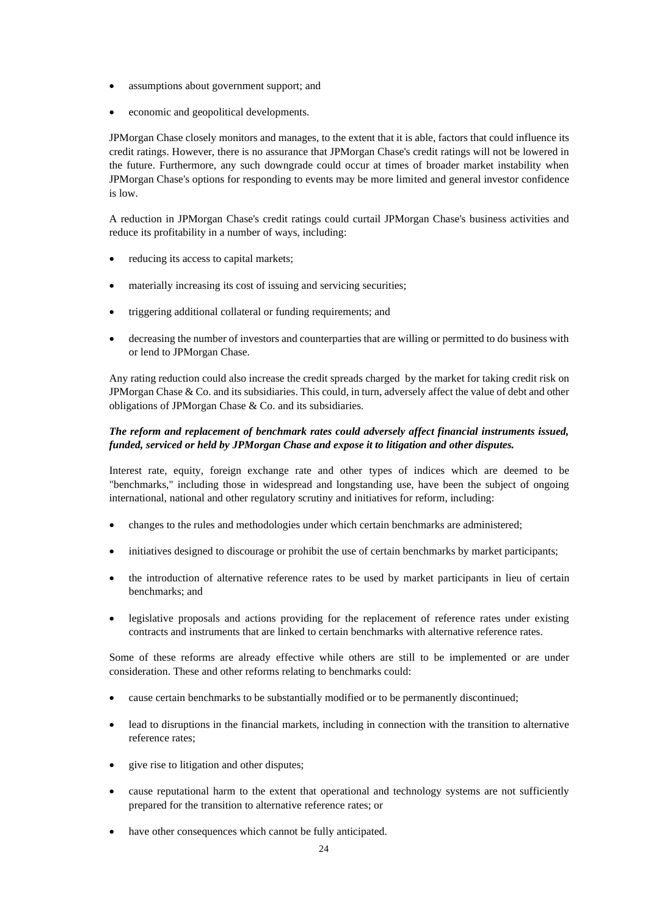- assumptions about government support; and
- economic and geopolitical developments.

JPMorgan Chase closely monitors and manages, to the extent that it is able, factors that could influence its credit ratings. However, there is no assurance that JPMorgan Chase's credit ratings will not be lowered in the future. Furthermore, any such downgrade could occur at times of broader market instability when JPMorgan Chase's options for responding to events may be more limited and general investor confidence is low.

A reduction in JPMorgan Chase's credit ratings could curtail JPMorgan Chase's business activities and reduce its profitability in a number of ways, including:

- reducing its access to capital markets;
- materially increasing its cost of issuing and servicing securities;
- triggering additional collateral or funding requirements; and
- decreasing the number of investors and counterparties that are willing or permitted to do business with or lend to JPMorgan Chase.

Any rating reduction could also increase the credit spreads charged by the market for taking credit risk on JPMorgan Chase & Co. and its subsidiaries. This could, in turn, adversely affect the value of debt and other obligations of JPMorgan Chase & Co. and its subsidiaries.

***The reform and replacement of benchmark rates could adversely affect financial instruments issued, funded, serviced or held by JPMorgan Chase and expose it to litigation and other disputes.***

Interest rate, equity, foreign exchange rate and other types of indices which are deemed to be "benchmarks," including those in widespread and longstanding use, have been the subject of ongoing international, national and other regulatory scrutiny and initiatives for reform, including:

- changes to the rules and methodologies under which certain benchmarks are administered;
- initiatives designed to discourage or prohibit the use of certain benchmarks by market participants;
- the introduction of alternative reference rates to be used by market participants in lieu of certain benchmarks; and
- legislative proposals and actions providing for the replacement of reference rates under existing contracts and instruments that are linked to certain benchmarks with alternative reference rates.

Some of these reforms are already effective while others are still to be implemented or are under consideration. These and other reforms relating to benchmarks could:

- cause certain benchmarks to be substantially modified or to be permanently discontinued;
- lead to disruptions in the financial markets, including in connection with the transition to alternative reference rates;
- give rise to litigation and other disputes;
- cause reputational harm to the extent that operational and technology systems are not sufficiently prepared for the transition to alternative reference rates; or
- have other consequences which cannot be fully anticipated.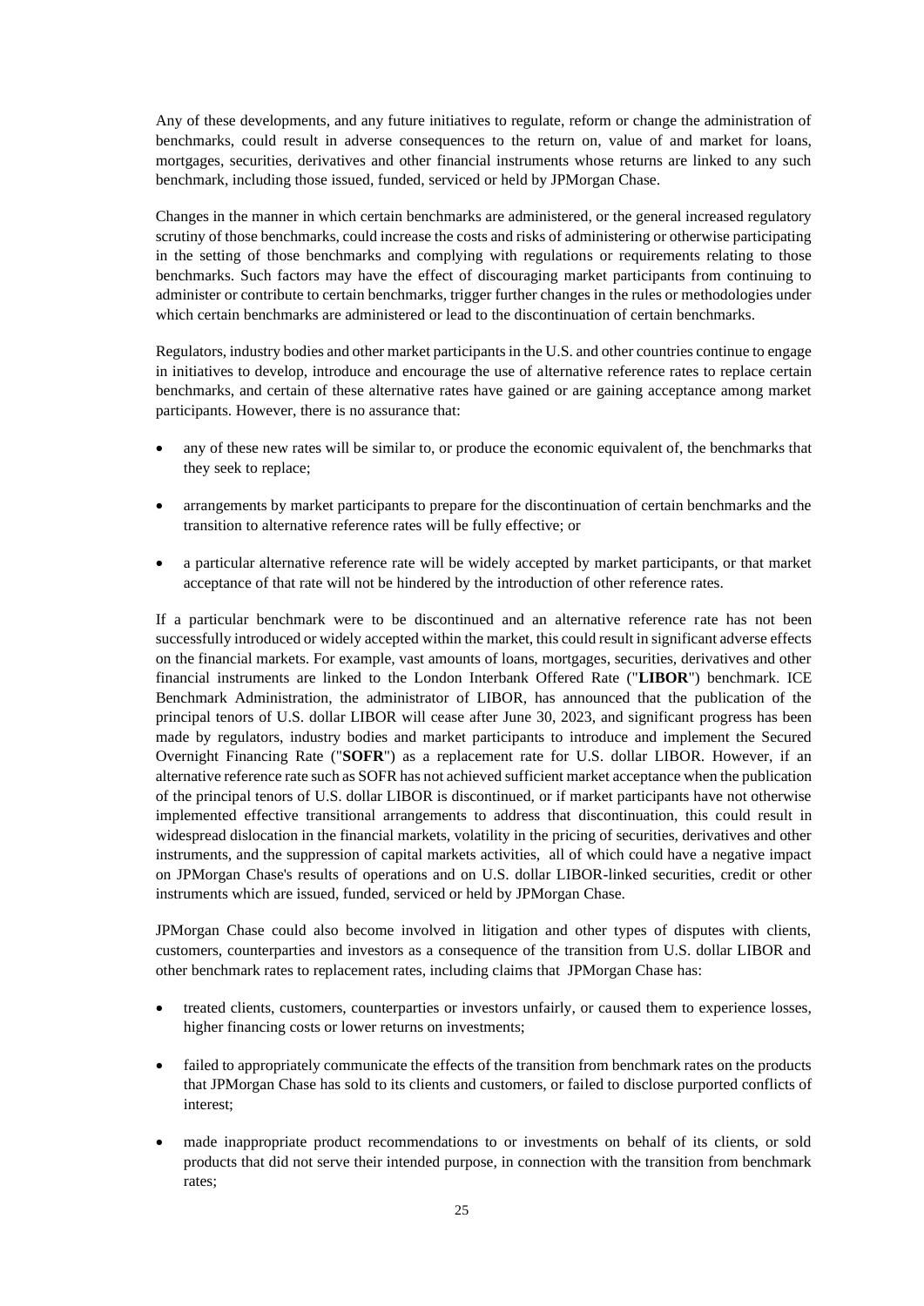Any of these developments, and any future initiatives to regulate, reform or change the administration of benchmarks, could result in adverse consequences to the return on, value of and market for loans, mortgages, securities, derivatives and other financial instruments whose returns are linked to any such benchmark, including those issued, funded, serviced or held by JPMorgan Chase.

Changes in the manner in which certain benchmarks are administered, or the general increased regulatory scrutiny of those benchmarks, could increase the costs and risks of administering or otherwise participating in the setting of those benchmarks and complying with regulations or requirements relating to those benchmarks. Such factors may have the effect of discouraging market participants from continuing to administer or contribute to certain benchmarks, trigger further changes in the rules or methodologies under which certain benchmarks are administered or lead to the discontinuation of certain benchmarks.

Regulators, industry bodies and other market participants in the U.S. and other countries continue to engage in initiatives to develop, introduce and encourage the use of alternative reference rates to replace certain benchmarks, and certain of these alternative rates have gained or are gaining acceptance among market participants. However, there is no assurance that:

- any of these new rates will be similar to, or produce the economic equivalent of, the benchmarks that they seek to replace;
- arrangements by market participants to prepare for the discontinuation of certain benchmarks and the transition to alternative reference rates will be fully effective; or
- a particular alternative reference rate will be widely accepted by market participants, or that market acceptance of that rate will not be hindered by the introduction of other reference rates.

If a particular benchmark were to be discontinued and an alternative reference rate has not been successfully introduced or widely accepted within the market, this could result in significant adverse effects on the financial markets. For example, vast amounts of loans, mortgages, securities, derivatives and other financial instruments are linked to the London Interbank Offered Rate ("**LIBOR**") benchmark. ICE Benchmark Administration, the administrator of LIBOR, has announced that the publication of the principal tenors of U.S. dollar LIBOR will cease after June 30, 2023, and significant progress has been made by regulators, industry bodies and market participants to introduce and implement the Secured Overnight Financing Rate ("**SOFR**") as a replacement rate for U.S. dollar LIBOR. However, if an alternative reference rate such as SOFR has not achieved sufficient market acceptance when the publication of the principal tenors of U.S. dollar LIBOR is discontinued, or if market participants have not otherwise implemented effective transitional arrangements to address that discontinuation, this could result in widespread dislocation in the financial markets, volatility in the pricing of securities, derivatives and other instruments, and the suppression of capital markets activities, all of which could have a negative impact on JPMorgan Chase's results of operations and on U.S. dollar LIBOR-linked securities, credit or other instruments which are issued, funded, serviced or held by JPMorgan Chase.

JPMorgan Chase could also become involved in litigation and other types of disputes with clients, customers, counterparties and investors as a consequence of the transition from U.S. dollar LIBOR and other benchmark rates to replacement rates, including claims that JPMorgan Chase has:

- treated clients, customers, counterparties or investors unfairly, or caused them to experience losses, higher financing costs or lower returns on investments;
- failed to appropriately communicate the effects of the transition from benchmark rates on the products that JPMorgan Chase has sold to its clients and customers, or failed to disclose purported conflicts of interest;
- made inappropriate product recommendations to or investments on behalf of its clients, or sold products that did not serve their intended purpose, in connection with the transition from benchmark rates;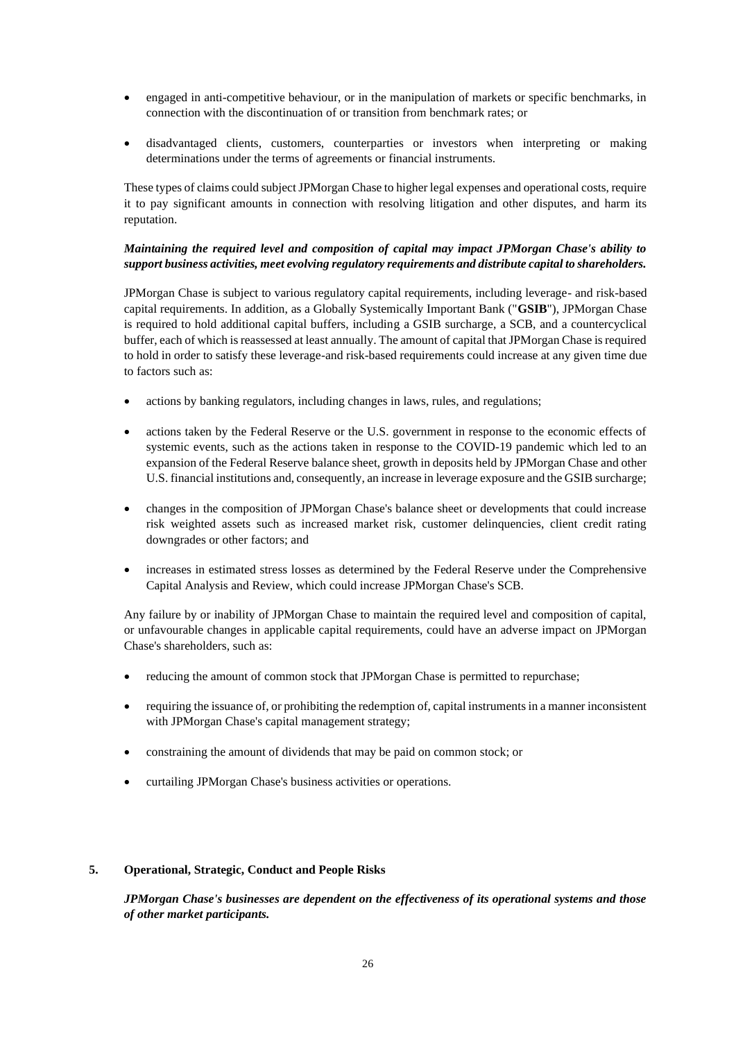- engaged in anti-competitive behaviour, or in the manipulation of markets or specific benchmarks, in connection with the discontinuation of or transition from benchmark rates; or
- disadvantaged clients, customers, counterparties or investors when interpreting or making determinations under the terms of agreements or financial instruments.

These types of claims could subject JPMorgan Chase to higher legal expenses and operational costs, require it to pay significant amounts in connection with resolving litigation and other disputes, and harm its reputation.

***Maintaining the required level and composition of capital may impact JPMorgan Chase's ability to support business activities, meet evolving regulatory requirements and distribute capital to shareholders.***

JPMorgan Chase is subject to various regulatory capital requirements, including leverage- and risk-based capital requirements. In addition, as a Globally Systemically Important Bank ("**GSIB**"), JPMorgan Chase is required to hold additional capital buffers, including a GSIB surcharge, a SCB, and a countercyclical buffer, each of which is reassessed at least annually. The amount of capital that JPMorgan Chase is required to hold in order to satisfy these leverage-and risk-based requirements could increase at any given time due to factors such as:

- actions by banking regulators, including changes in laws, rules, and regulations;
- actions taken by the Federal Reserve or the U.S. government in response to the economic effects of systemic events, such as the actions taken in response to the COVID-19 pandemic which led to an expansion of the Federal Reserve balance sheet, growth in deposits held by JPMorgan Chase and other U.S. financial institutions and, consequently, an increase in leverage exposure and the GSIB surcharge;
- changes in the composition of JPMorgan Chase's balance sheet or developments that could increase risk weighted assets such as increased market risk, customer delinquencies, client credit rating downgrades or other factors; and
- increases in estimated stress losses as determined by the Federal Reserve under the Comprehensive Capital Analysis and Review, which could increase JPMorgan Chase's SCB.

Any failure by or inability of JPMorgan Chase to maintain the required level and composition of capital, or unfavourable changes in applicable capital requirements, could have an adverse impact on JPMorgan Chase's shareholders, such as:

- reducing the amount of common stock that JPMorgan Chase is permitted to repurchase;
- requiring the issuance of, or prohibiting the redemption of, capital instruments in a manner inconsistent with JPMorgan Chase's capital management strategy;
- constraining the amount of dividends that may be paid on common stock; or
- curtailing JPMorgan Chase's business activities or operations.

## 5. Operational, Strategic, Conduct and People Risks

***JPMorgan Chase's businesses are dependent on the effectiveness of its operational systems and those of other market participants.***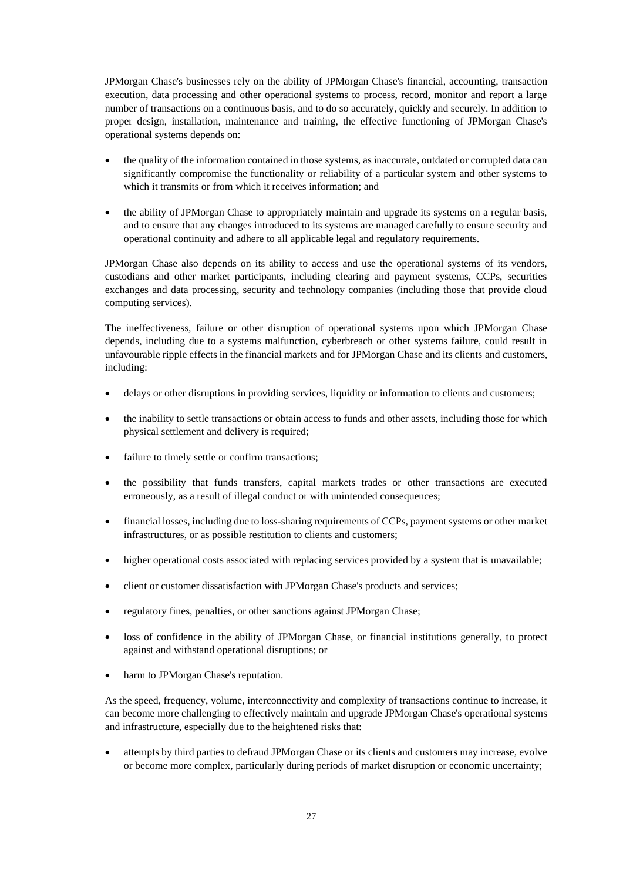JPMorgan Chase's businesses rely on the ability of JPMorgan Chase's financial, accounting, transaction execution, data processing and other operational systems to process, record, monitor and report a large number of transactions on a continuous basis, and to do so accurately, quickly and securely. In addition to proper design, installation, maintenance and training, the effective functioning of JPMorgan Chase's operational systems depends on:

- the quality of the information contained in those systems, as inaccurate, outdated or corrupted data can significantly compromise the functionality or reliability of a particular system and other systems to which it transmits or from which it receives information; and
- the ability of JPMorgan Chase to appropriately maintain and upgrade its systems on a regular basis, and to ensure that any changes introduced to its systems are managed carefully to ensure security and operational continuity and adhere to all applicable legal and regulatory requirements.

JPMorgan Chase also depends on its ability to access and use the operational systems of its vendors, custodians and other market participants, including clearing and payment systems, CCPs, securities exchanges and data processing, security and technology companies (including those that provide cloud computing services).

The ineffectiveness, failure or other disruption of operational systems upon which JPMorgan Chase depends, including due to a systems malfunction, cyberbreach or other systems failure, could result in unfavourable ripple effects in the financial markets and for JPMorgan Chase and its clients and customers, including:

- delays or other disruptions in providing services, liquidity or information to clients and customers;
- the inability to settle transactions or obtain access to funds and other assets, including those for which physical settlement and delivery is required;
- failure to timely settle or confirm transactions;
- the possibility that funds transfers, capital markets trades or other transactions are executed erroneously, as a result of illegal conduct or with unintended consequences;
- financial losses, including due to loss-sharing requirements of CCPs, payment systems or other market infrastructures, or as possible restitution to clients and customers;
- higher operational costs associated with replacing services provided by a system that is unavailable;
- client or customer dissatisfaction with JPMorgan Chase's products and services;
- regulatory fines, penalties, or other sanctions against JPMorgan Chase;
- loss of confidence in the ability of JPMorgan Chase, or financial institutions generally, to protect against and withstand operational disruptions; or
- harm to JPMorgan Chase's reputation.

As the speed, frequency, volume, interconnectivity and complexity of transactions continue to increase, it can become more challenging to effectively maintain and upgrade JPMorgan Chase's operational systems and infrastructure, especially due to the heightened risks that:

- attempts by third parties to defraud JPMorgan Chase or its clients and customers may increase, evolve or become more complex, particularly during periods of market disruption or economic uncertainty;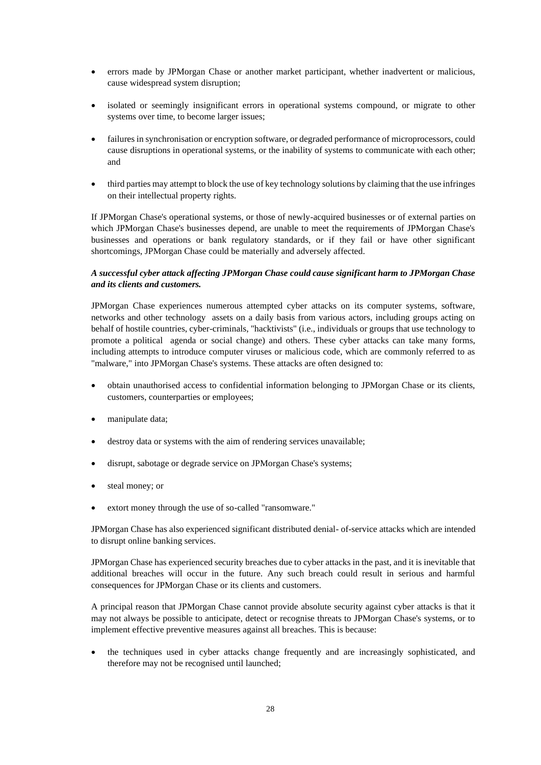- errors made by JPMorgan Chase or another market participant, whether inadvertent or malicious, cause widespread system disruption;

- isolated or seemingly insignificant errors in operational systems compound, or migrate to other systems over time, to become larger issues;

- failures in synchronisation or encryption software, or degraded performance of microprocessors, could cause disruptions in operational systems, or the inability of systems to communicate with each other; and

- third parties may attempt to block the use of key technology solutions by claiming that the use infringes on their intellectual property rights.

If JPMorgan Chase's operational systems, or those of newly-acquired businesses or of external parties on which JPMorgan Chase's businesses depend, are unable to meet the requirements of JPMorgan Chase's businesses and operations or bank regulatory standards, or if they fail or have other significant shortcomings, JPMorgan Chase could be materially and adversely affected.

***A successful cyber attack affecting JPMorgan Chase could cause significant harm to JPMorgan Chase and its clients and customers.***

JPMorgan Chase experiences numerous attempted cyber attacks on its computer systems, software, networks and other technology assets on a daily basis from various actors, including groups acting on behalf of hostile countries, cyber-criminals, "hacktivists" (i.e., individuals or groups that use technology to promote a political agenda or social change) and others. These cyber attacks can take many forms, including attempts to introduce computer viruses or malicious code, which are commonly referred to as "malware," into JPMorgan Chase's systems. These attacks are often designed to:

- obtain unauthorised access to confidential information belonging to JPMorgan Chase or its clients, customers, counterparties or employees;

- manipulate data;

- destroy data or systems with the aim of rendering services unavailable;

- disrupt, sabotage or degrade service on JPMorgan Chase's systems;

- steal money; or

- extort money through the use of so-called "ransomware."

JPMorgan Chase has also experienced significant distributed denial- of-service attacks which are intended to disrupt online banking services.

JPMorgan Chase has experienced security breaches due to cyber attacks in the past, and it is inevitable that additional breaches will occur in the future. Any such breach could result in serious and harmful consequences for JPMorgan Chase or its clients and customers.

A principal reason that JPMorgan Chase cannot provide absolute security against cyber attacks is that it may not always be possible to anticipate, detect or recognise threats to JPMorgan Chase's systems, or to implement effective preventive measures against all breaches. This is because:

- the techniques used in cyber attacks change frequently and are increasingly sophisticated, and therefore may not be recognised until launched;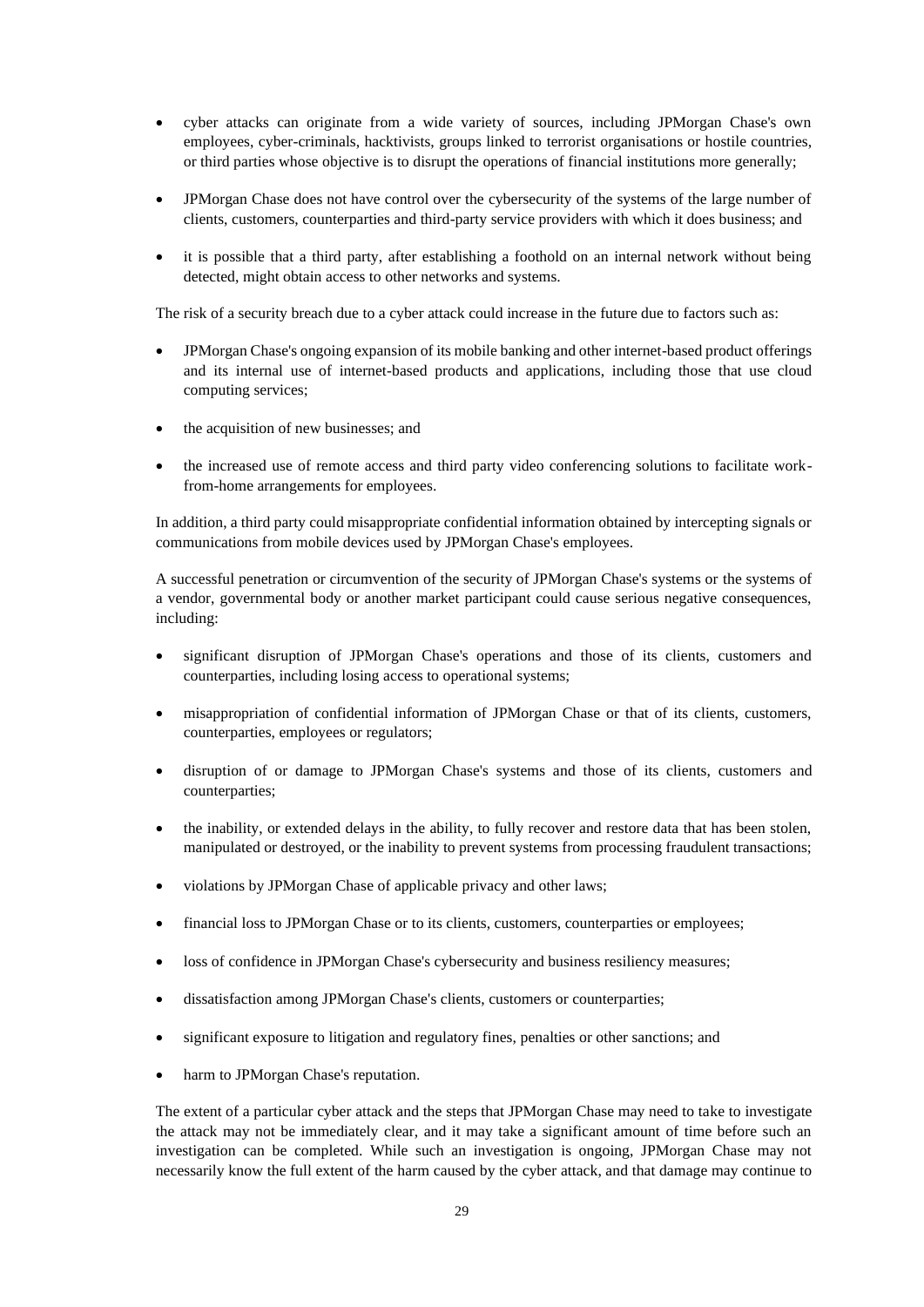- cyber attacks can originate from a wide variety of sources, including JPMorgan Chase's own employees, cyber-criminals, hacktivists, groups linked to terrorist organisations or hostile countries, or third parties whose objective is to disrupt the operations of financial institutions more generally;
- JPMorgan Chase does not have control over the cybersecurity of the systems of the large number of clients, customers, counterparties and third-party service providers with which it does business; and
- it is possible that a third party, after establishing a foothold on an internal network without being detected, might obtain access to other networks and systems.

The risk of a security breach due to a cyber attack could increase in the future due to factors such as:

- JPMorgan Chase's ongoing expansion of its mobile banking and other internet-based product offerings and its internal use of internet-based products and applications, including those that use cloud computing services;
- the acquisition of new businesses; and
- the increased use of remote access and third party video conferencing solutions to facilitate work-from-home arrangements for employees.

In addition, a third party could misappropriate confidential information obtained by intercepting signals or communications from mobile devices used by JPMorgan Chase's employees.

A successful penetration or circumvention of the security of JPMorgan Chase's systems or the systems of a vendor, governmental body or another market participant could cause serious negative consequences, including:

- significant disruption of JPMorgan Chase's operations and those of its clients, customers and counterparties, including losing access to operational systems;
- misappropriation of confidential information of JPMorgan Chase or that of its clients, customers, counterparties, employees or regulators;
- disruption of or damage to JPMorgan Chase's systems and those of its clients, customers and counterparties;
- the inability, or extended delays in the ability, to fully recover and restore data that has been stolen, manipulated or destroyed, or the inability to prevent systems from processing fraudulent transactions;
- violations by JPMorgan Chase of applicable privacy and other laws;
- financial loss to JPMorgan Chase or to its clients, customers, counterparties or employees;
- loss of confidence in JPMorgan Chase's cybersecurity and business resiliency measures;
- dissatisfaction among JPMorgan Chase's clients, customers or counterparties;
- significant exposure to litigation and regulatory fines, penalties or other sanctions; and
- harm to JPMorgan Chase's reputation.

The extent of a particular cyber attack and the steps that JPMorgan Chase may need to take to investigate the attack may not be immediately clear, and it may take a significant amount of time before such an investigation can be completed. While such an investigation is ongoing, JPMorgan Chase may not necessarily know the full extent of the harm caused by the cyber attack, and that damage may continue to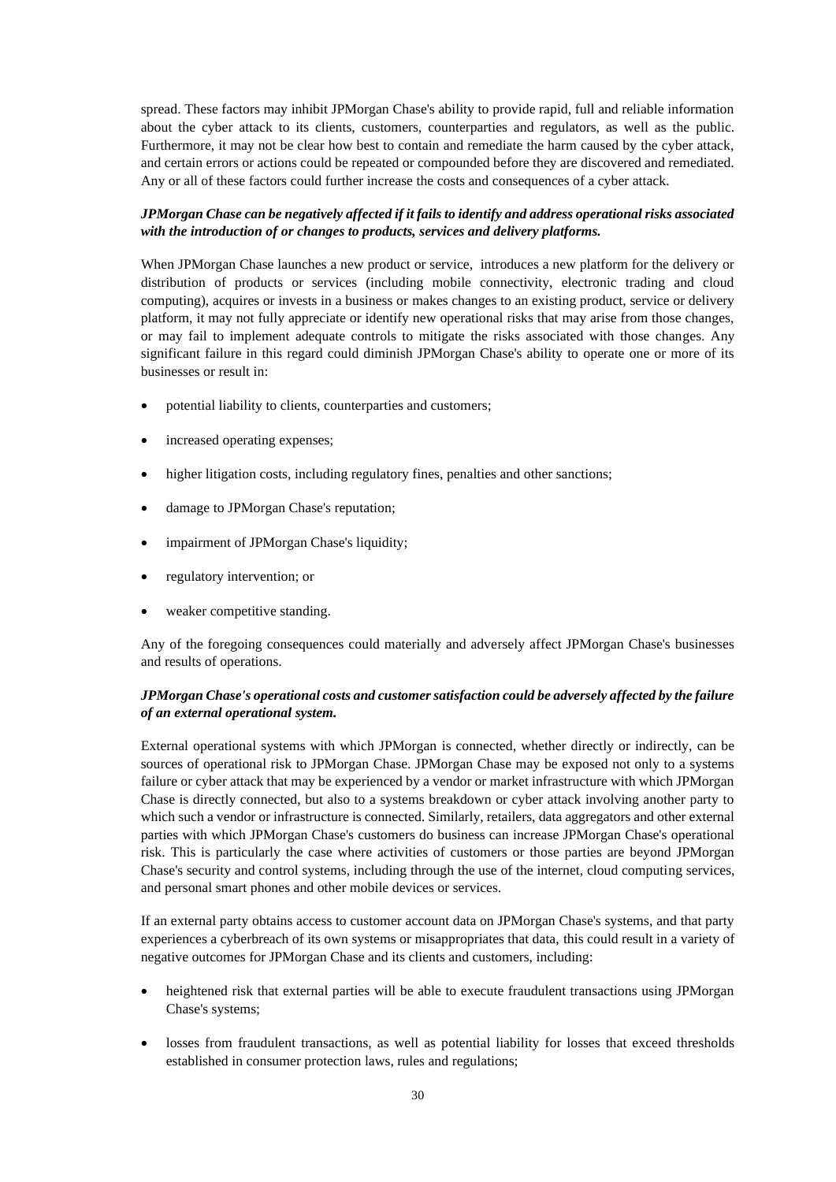spread. These factors may inhibit JPMorgan Chase's ability to provide rapid, full and reliable information about the cyber attack to its clients, customers, counterparties and regulators, as well as the public. Furthermore, it may not be clear how best to contain and remediate the harm caused by the cyber attack, and certain errors or actions could be repeated or compounded before they are discovered and remediated. Any or all of these factors could further increase the costs and consequences of a cyber attack.

***JPMorgan Chase can be negatively affected if it fails to identify and address operational risks associated with the introduction of or changes to products, services and delivery platforms.***

When JPMorgan Chase launches a new product or service, introduces a new platform for the delivery or distribution of products or services (including mobile connectivity, electronic trading and cloud computing), acquires or invests in a business or makes changes to an existing product, service or delivery platform, it may not fully appreciate or identify new operational risks that may arise from those changes, or may fail to implement adequate controls to mitigate the risks associated with those changes. Any significant failure in this regard could diminish JPMorgan Chase's ability to operate one or more of its businesses or result in:

- potential liability to clients, counterparties and customers;
- increased operating expenses;
- higher litigation costs, including regulatory fines, penalties and other sanctions;
- damage to JPMorgan Chase's reputation;
- impairment of JPMorgan Chase's liquidity;
- regulatory intervention; or
- weaker competitive standing.

Any of the foregoing consequences could materially and adversely affect JPMorgan Chase's businesses and results of operations.

***JPMorgan Chase's operational costs and customer satisfaction could be adversely affected by the failure of an external operational system.***

External operational systems with which JPMorgan is connected, whether directly or indirectly, can be sources of operational risk to JPMorgan Chase. JPMorgan Chase may be exposed not only to a systems failure or cyber attack that may be experienced by a vendor or market infrastructure with which JPMorgan Chase is directly connected, but also to a systems breakdown or cyber attack involving another party to which such a vendor or infrastructure is connected. Similarly, retailers, data aggregators and other external parties with which JPMorgan Chase's customers do business can increase JPMorgan Chase's operational risk. This is particularly the case where activities of customers or those parties are beyond JPMorgan Chase's security and control systems, including through the use of the internet, cloud computing services, and personal smart phones and other mobile devices or services.

If an external party obtains access to customer account data on JPMorgan Chase's systems, and that party experiences a cyberbreach of its own systems or misappropriates that data, this could result in a variety of negative outcomes for JPMorgan Chase and its clients and customers, including:

- heightened risk that external parties will be able to execute fraudulent transactions using JPMorgan Chase's systems;
- losses from fraudulent transactions, as well as potential liability for losses that exceed thresholds established in consumer protection laws, rules and regulations;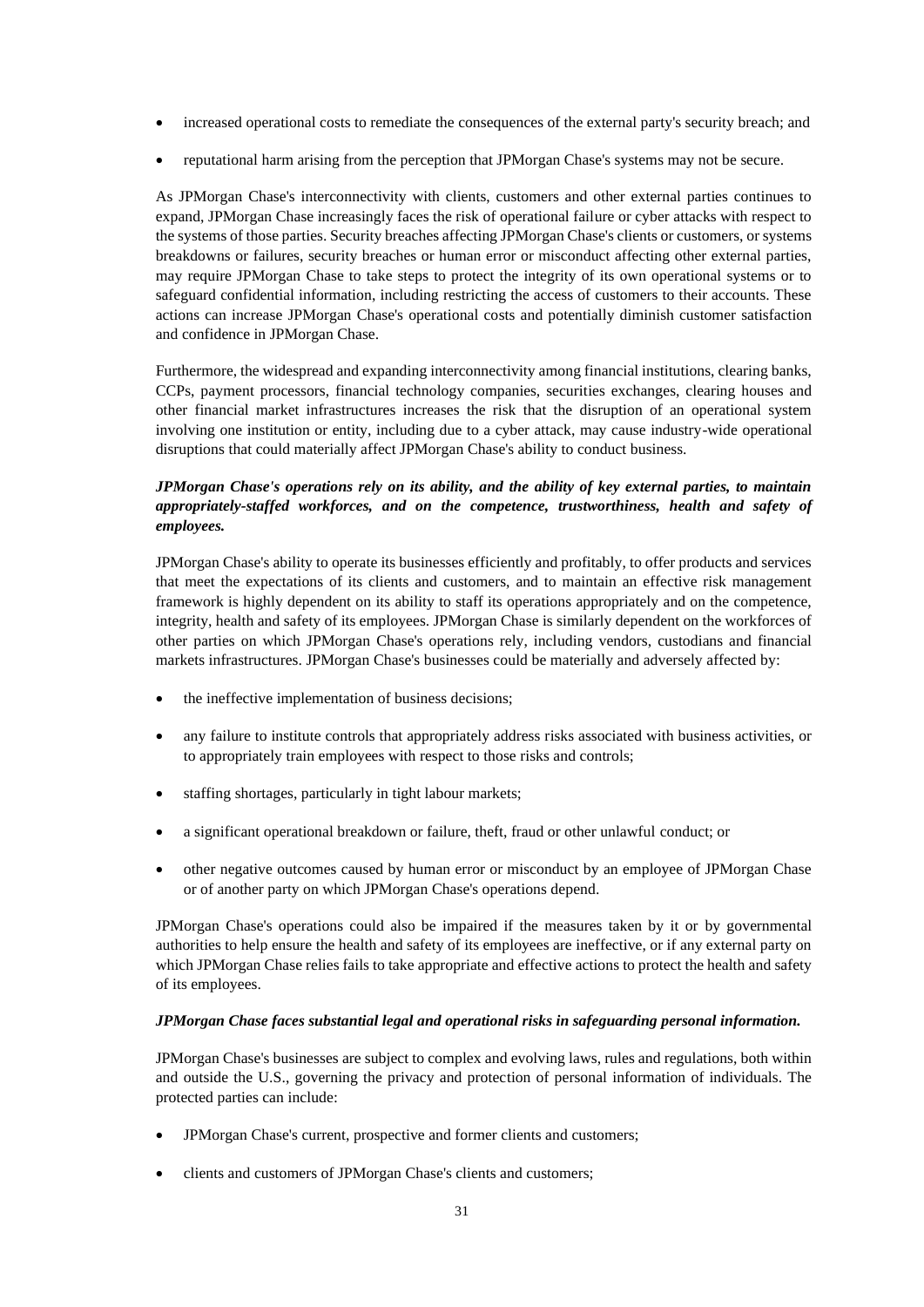- increased operational costs to remediate the consequences of the external party's security breach; and
- reputational harm arising from the perception that JPMorgan Chase's systems may not be secure.

As JPMorgan Chase's interconnectivity with clients, customers and other external parties continues to expand, JPMorgan Chase increasingly faces the risk of operational failure or cyber attacks with respect to the systems of those parties. Security breaches affecting JPMorgan Chase's clients or customers, or systems breakdowns or failures, security breaches or human error or misconduct affecting other external parties, may require JPMorgan Chase to take steps to protect the integrity of its own operational systems or to safeguard confidential information, including restricting the access of customers to their accounts. These actions can increase JPMorgan Chase's operational costs and potentially diminish customer satisfaction and confidence in JPMorgan Chase.

Furthermore, the widespread and expanding interconnectivity among financial institutions, clearing banks, CCPs, payment processors, financial technology companies, securities exchanges, clearing houses and other financial market infrastructures increases the risk that the disruption of an operational system involving one institution or entity, including due to a cyber attack, may cause industry-wide operational disruptions that could materially affect JPMorgan Chase's ability to conduct business.

***JPMorgan Chase's operations rely on its ability, and the ability of key external parties, to maintain appropriately-staffed workforces, and on the competence, trustworthiness, health and safety of employees.***

JPMorgan Chase's ability to operate its businesses efficiently and profitably, to offer products and services that meet the expectations of its clients and customers, and to maintain an effective risk management framework is highly dependent on its ability to staff its operations appropriately and on the competence, integrity, health and safety of its employees. JPMorgan Chase is similarly dependent on the workforces of other parties on which JPMorgan Chase's operations rely, including vendors, custodians and financial markets infrastructures. JPMorgan Chase's businesses could be materially and adversely affected by:

- the ineffective implementation of business decisions;
- any failure to institute controls that appropriately address risks associated with business activities, or to appropriately train employees with respect to those risks and controls;
- staffing shortages, particularly in tight labour markets;
- a significant operational breakdown or failure, theft, fraud or other unlawful conduct; or
- other negative outcomes caused by human error or misconduct by an employee of JPMorgan Chase or of another party on which JPMorgan Chase's operations depend.

JPMorgan Chase's operations could also be impaired if the measures taken by it or by governmental authorities to help ensure the health and safety of its employees are ineffective, or if any external party on which JPMorgan Chase relies fails to take appropriate and effective actions to protect the health and safety of its employees.

***JPMorgan Chase faces substantial legal and operational risks in safeguarding personal information.***

JPMorgan Chase's businesses are subject to complex and evolving laws, rules and regulations, both within and outside the U.S., governing the privacy and protection of personal information of individuals. The protected parties can include:

- JPMorgan Chase's current, prospective and former clients and customers;
- clients and customers of JPMorgan Chase's clients and customers;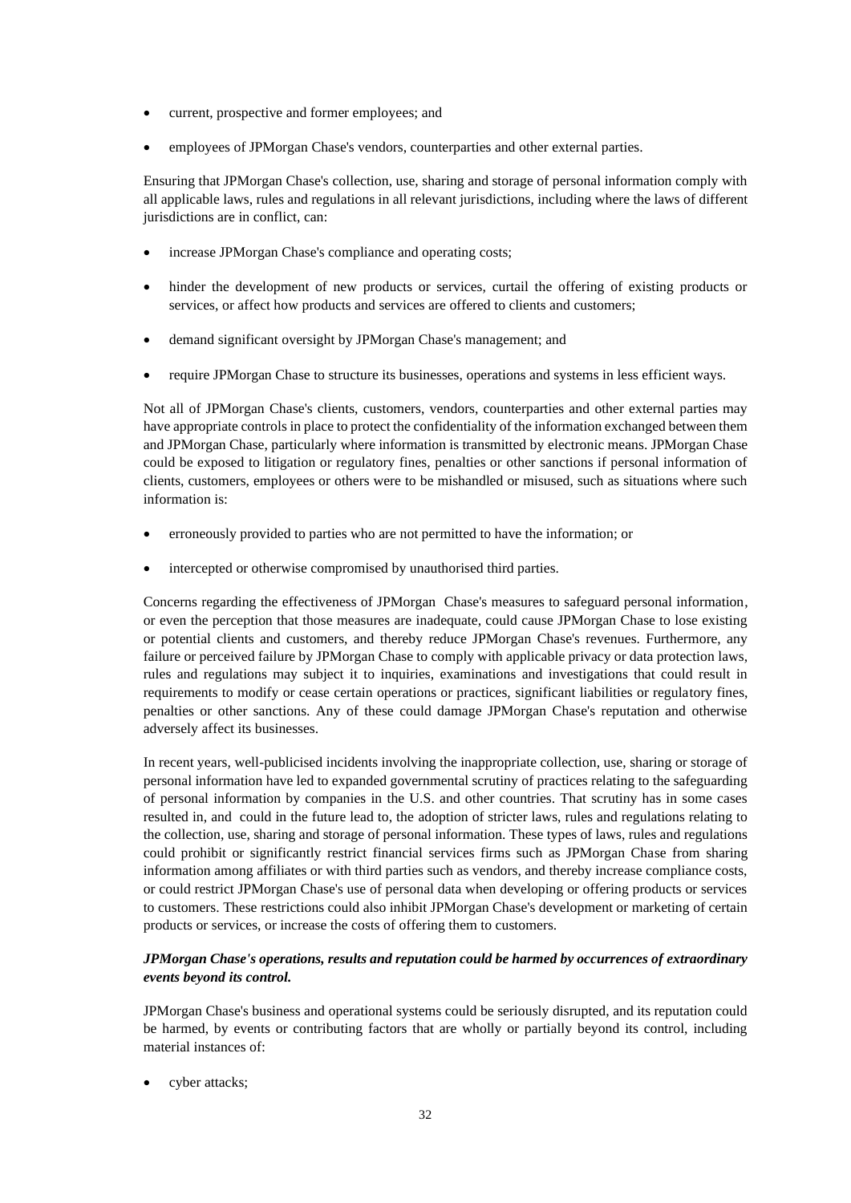- current, prospective and former employees; and
- employees of JPMorgan Chase's vendors, counterparties and other external parties.

Ensuring that JPMorgan Chase's collection, use, sharing and storage of personal information comply with all applicable laws, rules and regulations in all relevant jurisdictions, including where the laws of different jurisdictions are in conflict, can:

- increase JPMorgan Chase's compliance and operating costs;
- hinder the development of new products or services, curtail the offering of existing products or services, or affect how products and services are offered to clients and customers;
- demand significant oversight by JPMorgan Chase's management; and
- require JPMorgan Chase to structure its businesses, operations and systems in less efficient ways.

Not all of JPMorgan Chase's clients, customers, vendors, counterparties and other external parties may have appropriate controls in place to protect the confidentiality of the information exchanged between them and JPMorgan Chase, particularly where information is transmitted by electronic means. JPMorgan Chase could be exposed to litigation or regulatory fines, penalties or other sanctions if personal information of clients, customers, employees or others were to be mishandled or misused, such as situations where such information is:

- erroneously provided to parties who are not permitted to have the information; or
- intercepted or otherwise compromised by unauthorised third parties.

Concerns regarding the effectiveness of JPMorgan Chase's measures to safeguard personal information, or even the perception that those measures are inadequate, could cause JPMorgan Chase to lose existing or potential clients and customers, and thereby reduce JPMorgan Chase's revenues. Furthermore, any failure or perceived failure by JPMorgan Chase to comply with applicable privacy or data protection laws, rules and regulations may subject it to inquiries, examinations and investigations that could result in requirements to modify or cease certain operations or practices, significant liabilities or regulatory fines, penalties or other sanctions. Any of these could damage JPMorgan Chase's reputation and otherwise adversely affect its businesses.

In recent years, well-publicised incidents involving the inappropriate collection, use, sharing or storage of personal information have led to expanded governmental scrutiny of practices relating to the safeguarding of personal information by companies in the U.S. and other countries. That scrutiny has in some cases resulted in, and could in the future lead to, the adoption of stricter laws, rules and regulations relating to the collection, use, sharing and storage of personal information. These types of laws, rules and regulations could prohibit or significantly restrict financial services firms such as JPMorgan Chase from sharing information among affiliates or with third parties such as vendors, and thereby increase compliance costs, or could restrict JPMorgan Chase's use of personal data when developing or offering products or services to customers. These restrictions could also inhibit JPMorgan Chase's development or marketing of certain products or services, or increase the costs of offering them to customers.

***JPMorgan Chase's operations, results and reputation could be harmed by occurrences of extraordinary events beyond its control.***

JPMorgan Chase's business and operational systems could be seriously disrupted, and its reputation could be harmed, by events or contributing factors that are wholly or partially beyond its control, including material instances of:

- cyber attacks;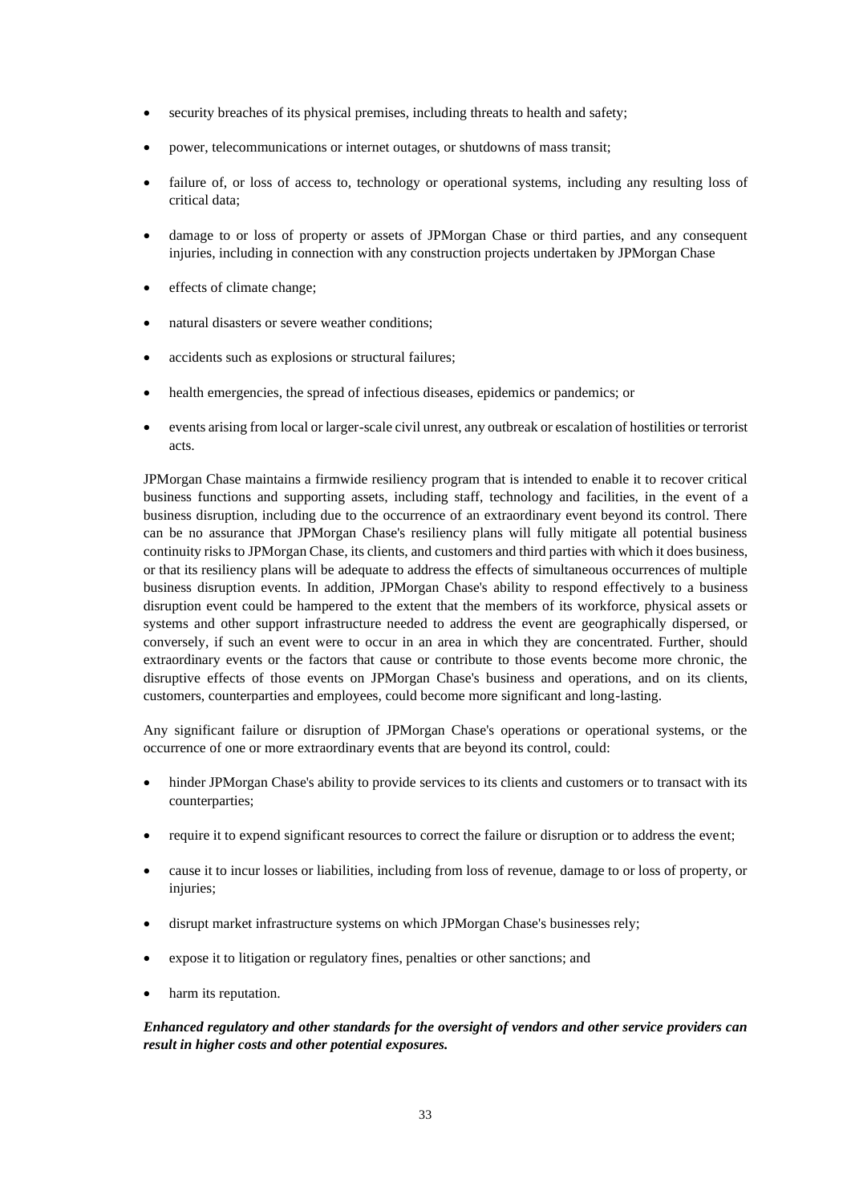- security breaches of its physical premises, including threats to health and safety;
- power, telecommunications or internet outages, or shutdowns of mass transit;
- failure of, or loss of access to, technology or operational systems, including any resulting loss of critical data;
- damage to or loss of property or assets of JPMorgan Chase or third parties, and any consequent injuries, including in connection with any construction projects undertaken by JPMorgan Chase
- effects of climate change;
- natural disasters or severe weather conditions;
- accidents such as explosions or structural failures;
- health emergencies, the spread of infectious diseases, epidemics or pandemics; or
- events arising from local or larger-scale civil unrest, any outbreak or escalation of hostilities or terrorist acts.

JPMorgan Chase maintains a firmwide resiliency program that is intended to enable it to recover critical business functions and supporting assets, including staff, technology and facilities, in the event of a business disruption, including due to the occurrence of an extraordinary event beyond its control. There can be no assurance that JPMorgan Chase's resiliency plans will fully mitigate all potential business continuity risks to JPMorgan Chase, its clients, and customers and third parties with which it does business, or that its resiliency plans will be adequate to address the effects of simultaneous occurrences of multiple business disruption events. In addition, JPMorgan Chase's ability to respond effectively to a business disruption event could be hampered to the extent that the members of its workforce, physical assets or systems and other support infrastructure needed to address the event are geographically dispersed, or conversely, if such an event were to occur in an area in which they are concentrated. Further, should extraordinary events or the factors that cause or contribute to those events become more chronic, the disruptive effects of those events on JPMorgan Chase's business and operations, and on its clients, customers, counterparties and employees, could become more significant and long-lasting.

Any significant failure or disruption of JPMorgan Chase's operations or operational systems, or the occurrence of one or more extraordinary events that are beyond its control, could:

- hinder JPMorgan Chase's ability to provide services to its clients and customers or to transact with its counterparties;
- require it to expend significant resources to correct the failure or disruption or to address the event;
- cause it to incur losses or liabilities, including from loss of revenue, damage to or loss of property, or injuries;
- disrupt market infrastructure systems on which JPMorgan Chase's businesses rely;
- expose it to litigation or regulatory fines, penalties or other sanctions; and
- harm its reputation.

***Enhanced regulatory and other standards for the oversight of vendors and other service providers can result in higher costs and other potential exposures.***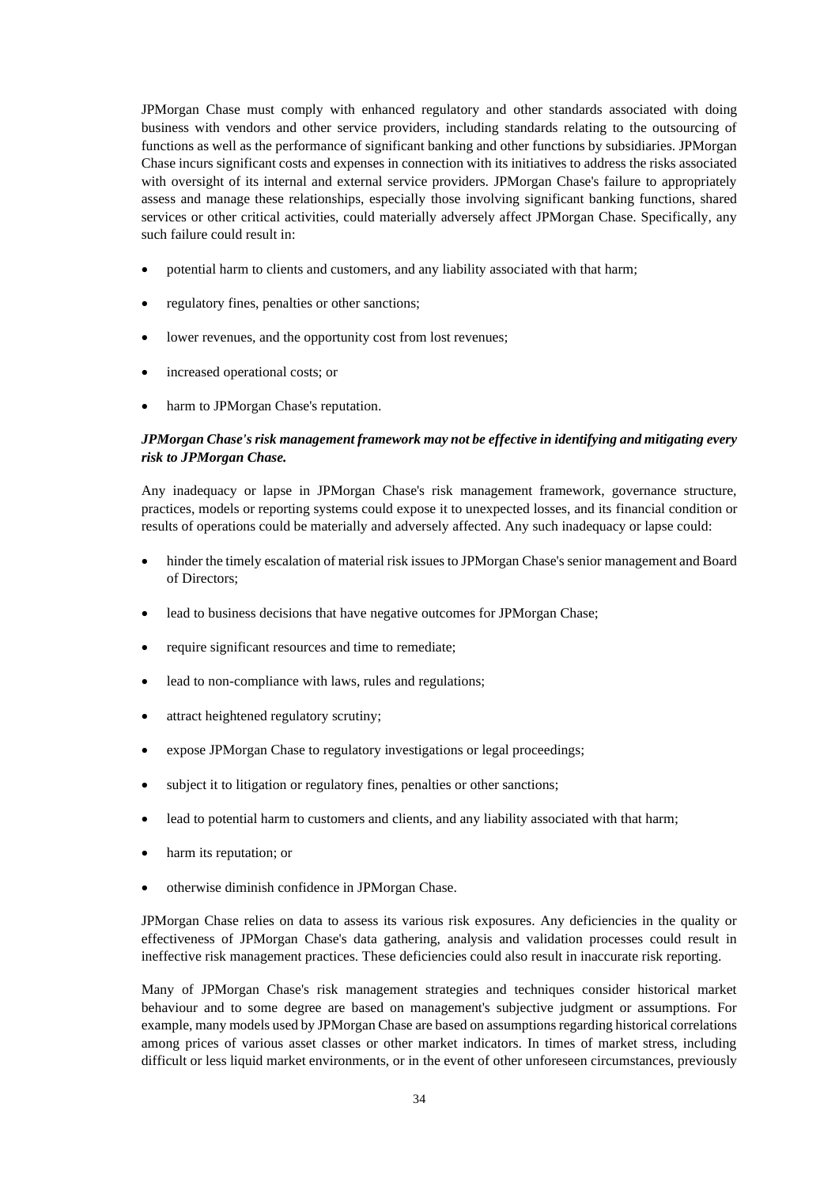JPMorgan Chase must comply with enhanced regulatory and other standards associated with doing business with vendors and other service providers, including standards relating to the outsourcing of functions as well as the performance of significant banking and other functions by subsidiaries. JPMorgan Chase incurs significant costs and expenses in connection with its initiatives to address the risks associated with oversight of its internal and external service providers. JPMorgan Chase's failure to appropriately assess and manage these relationships, especially those involving significant banking functions, shared services or other critical activities, could materially adversely affect JPMorgan Chase. Specifically, any such failure could result in:

- potential harm to clients and customers, and any liability associated with that harm;
- regulatory fines, penalties or other sanctions;
- lower revenues, and the opportunity cost from lost revenues;
- increased operational costs; or
- harm to JPMorgan Chase's reputation.

***JPMorgan Chase's risk management framework may not be effective in identifying and mitigating every risk to JPMorgan Chase.***

Any inadequacy or lapse in JPMorgan Chase's risk management framework, governance structure, practices, models or reporting systems could expose it to unexpected losses, and its financial condition or results of operations could be materially and adversely affected. Any such inadequacy or lapse could:

- hinder the timely escalation of material risk issues to JPMorgan Chase's senior management and Board of Directors;
- lead to business decisions that have negative outcomes for JPMorgan Chase;
- require significant resources and time to remediate;
- lead to non-compliance with laws, rules and regulations;
- attract heightened regulatory scrutiny;
- expose JPMorgan Chase to regulatory investigations or legal proceedings;
- subject it to litigation or regulatory fines, penalties or other sanctions;
- lead to potential harm to customers and clients, and any liability associated with that harm;
- harm its reputation; or
- otherwise diminish confidence in JPMorgan Chase.

JPMorgan Chase relies on data to assess its various risk exposures. Any deficiencies in the quality or effectiveness of JPMorgan Chase's data gathering, analysis and validation processes could result in ineffective risk management practices. These deficiencies could also result in inaccurate risk reporting.

Many of JPMorgan Chase's risk management strategies and techniques consider historical market behaviour and to some degree are based on management's subjective judgment or assumptions. For example, many models used by JPMorgan Chase are based on assumptions regarding historical correlations among prices of various asset classes or other market indicators. In times of market stress, including difficult or less liquid market environments, or in the event of other unforeseen circumstances, previously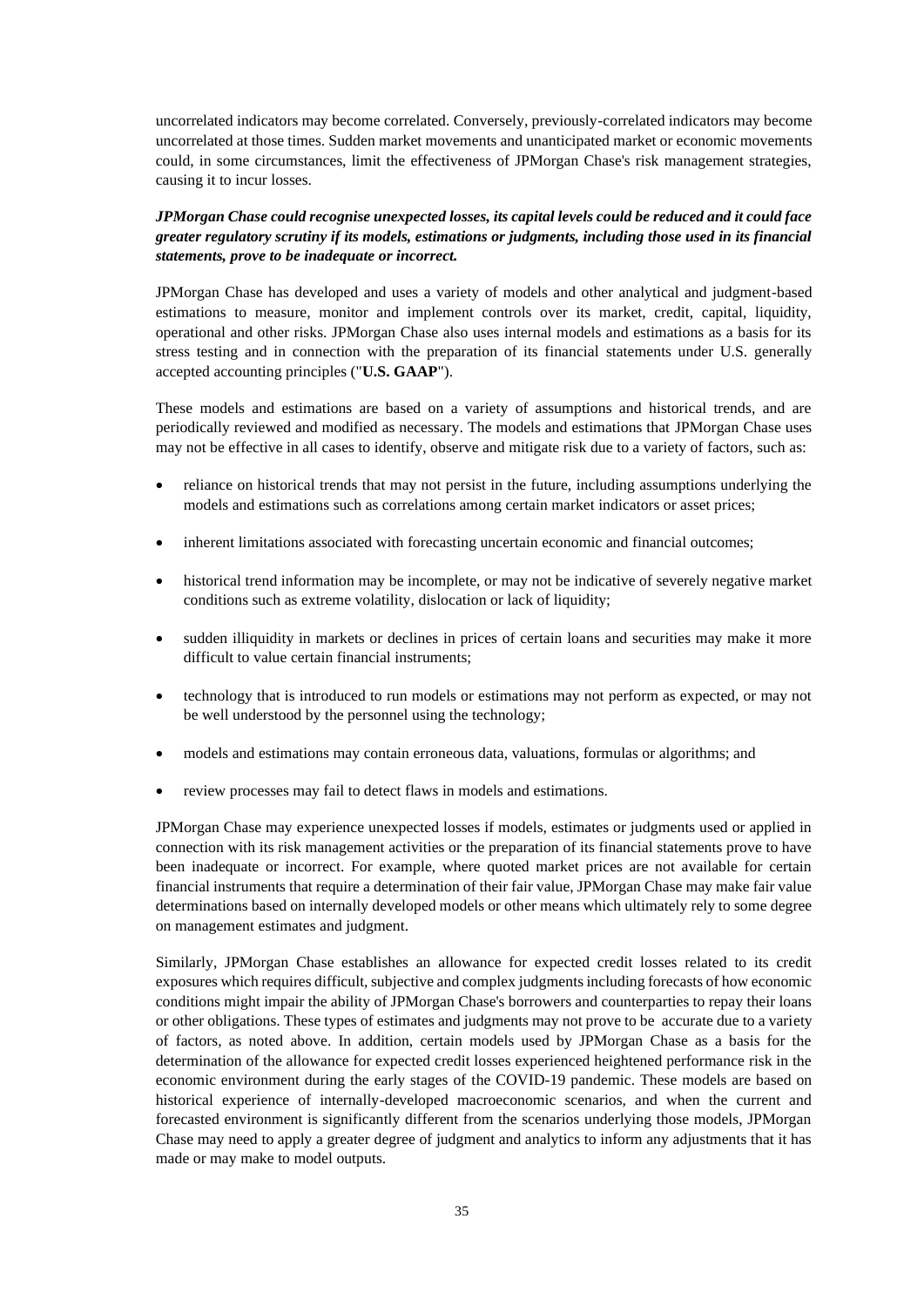uncorrelated indicators may become correlated. Conversely, previously-correlated indicators may become uncorrelated at those times. Sudden market movements and unanticipated market or economic movements could, in some circumstances, limit the effectiveness of JPMorgan Chase's risk management strategies, causing it to incur losses.

***JPMorgan Chase could recognise unexpected losses, its capital levels could be reduced and it could face greater regulatory scrutiny if its models, estimations or judgments, including those used in its financial statements, prove to be inadequate or incorrect.***

JPMorgan Chase has developed and uses a variety of models and other analytical and judgment-based estimations to measure, monitor and implement controls over its market, credit, capital, liquidity, operational and other risks. JPMorgan Chase also uses internal models and estimations as a basis for its stress testing and in connection with the preparation of its financial statements under U.S. generally accepted accounting principles ("**U.S. GAAP**").

These models and estimations are based on a variety of assumptions and historical trends, and are periodically reviewed and modified as necessary. The models and estimations that JPMorgan Chase uses may not be effective in all cases to identify, observe and mitigate risk due to a variety of factors, such as:

- reliance on historical trends that may not persist in the future, including assumptions underlying the models and estimations such as correlations among certain market indicators or asset prices;
- inherent limitations associated with forecasting uncertain economic and financial outcomes;
- historical trend information may be incomplete, or may not be indicative of severely negative market conditions such as extreme volatility, dislocation or lack of liquidity;
- sudden illiquidity in markets or declines in prices of certain loans and securities may make it more difficult to value certain financial instruments;
- technology that is introduced to run models or estimations may not perform as expected, or may not be well understood by the personnel using the technology;
- models and estimations may contain erroneous data, valuations, formulas or algorithms; and
- review processes may fail to detect flaws in models and estimations.

JPMorgan Chase may experience unexpected losses if models, estimates or judgments used or applied in connection with its risk management activities or the preparation of its financial statements prove to have been inadequate or incorrect. For example, where quoted market prices are not available for certain financial instruments that require a determination of their fair value, JPMorgan Chase may make fair value determinations based on internally developed models or other means which ultimately rely to some degree on management estimates and judgment.

Similarly, JPMorgan Chase establishes an allowance for expected credit losses related to its credit exposures which requires difficult, subjective and complex judgments including forecasts of how economic conditions might impair the ability of JPMorgan Chase's borrowers and counterparties to repay their loans or other obligations. These types of estimates and judgments may not prove to be accurate due to a variety of factors, as noted above. In addition, certain models used by JPMorgan Chase as a basis for the determination of the allowance for expected credit losses experienced heightened performance risk in the economic environment during the early stages of the COVID-19 pandemic. These models are based on historical experience of internally-developed macroeconomic scenarios, and when the current and forecasted environment is significantly different from the scenarios underlying those models, JPMorgan Chase may need to apply a greater degree of judgment and analytics to inform any adjustments that it has made or may make to model outputs.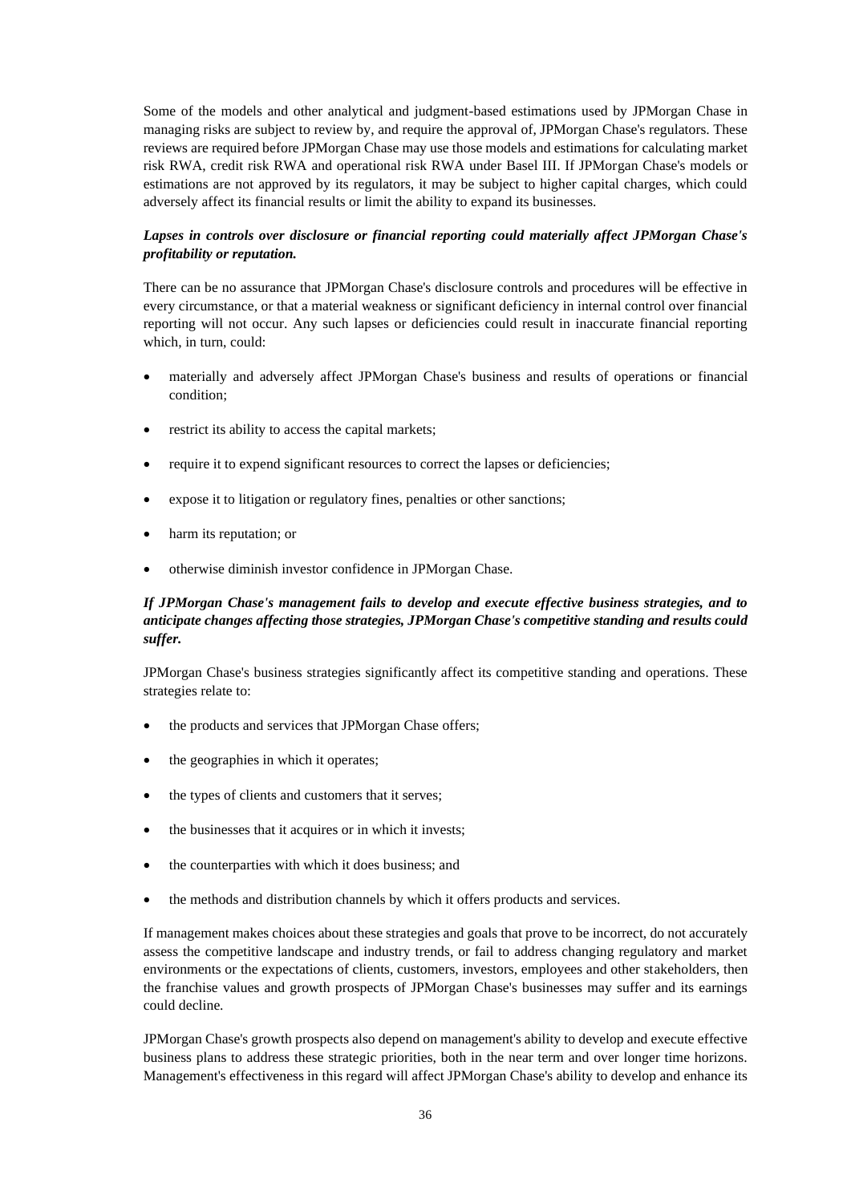Some of the models and other analytical and judgment-based estimations used by JPMorgan Chase in managing risks are subject to review by, and require the approval of, JPMorgan Chase's regulators. These reviews are required before JPMorgan Chase may use those models and estimations for calculating market risk RWA, credit risk RWA and operational risk RWA under Basel III. If JPMorgan Chase's models or estimations are not approved by its regulators, it may be subject to higher capital charges, which could adversely affect its financial results or limit the ability to expand its businesses.

***Lapses in controls over disclosure or financial reporting could materially affect JPMorgan Chase's profitability or reputation.***

There can be no assurance that JPMorgan Chase's disclosure controls and procedures will be effective in every circumstance, or that a material weakness or significant deficiency in internal control over financial reporting will not occur. Any such lapses or deficiencies could result in inaccurate financial reporting which, in turn, could:

- materially and adversely affect JPMorgan Chase's business and results of operations or financial condition;
- restrict its ability to access the capital markets;
- require it to expend significant resources to correct the lapses or deficiencies;
- expose it to litigation or regulatory fines, penalties or other sanctions;
- harm its reputation; or
- otherwise diminish investor confidence in JPMorgan Chase.

***If JPMorgan Chase's management fails to develop and execute effective business strategies, and to anticipate changes affecting those strategies, JPMorgan Chase's competitive standing and results could suffer.***

JPMorgan Chase's business strategies significantly affect its competitive standing and operations. These strategies relate to:

- the products and services that JPMorgan Chase offers;
- the geographies in which it operates;
- the types of clients and customers that it serves;
- the businesses that it acquires or in which it invests;
- the counterparties with which it does business; and
- the methods and distribution channels by which it offers products and services.

If management makes choices about these strategies and goals that prove to be incorrect, do not accurately assess the competitive landscape and industry trends, or fail to address changing regulatory and market environments or the expectations of clients, customers, investors, employees and other stakeholders, then the franchise values and growth prospects of JPMorgan Chase's businesses may suffer and its earnings could decline.

JPMorgan Chase's growth prospects also depend on management's ability to develop and execute effective business plans to address these strategic priorities, both in the near term and over longer time horizons. Management's effectiveness in this regard will affect JPMorgan Chase's ability to develop and enhance its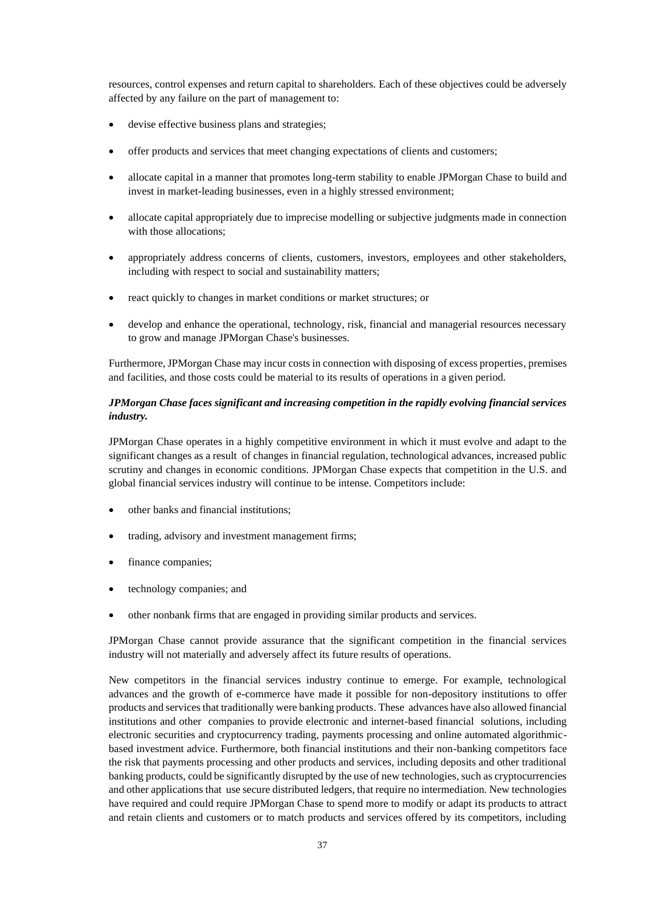resources, control expenses and return capital to shareholders. Each of these objectives could be adversely affected by any failure on the part of management to:

- devise effective business plans and strategies;
- offer products and services that meet changing expectations of clients and customers;
- allocate capital in a manner that promotes long-term stability to enable JPMorgan Chase to build and invest in market-leading businesses, even in a highly stressed environment;
- allocate capital appropriately due to imprecise modelling or subjective judgments made in connection with those allocations;
- appropriately address concerns of clients, customers, investors, employees and other stakeholders, including with respect to social and sustainability matters;
- react quickly to changes in market conditions or market structures; or
- develop and enhance the operational, technology, risk, financial and managerial resources necessary to grow and manage JPMorgan Chase's businesses.

Furthermore, JPMorgan Chase may incur costs in connection with disposing of excess properties, premises and facilities, and those costs could be material to its results of operations in a given period.

***JPMorgan Chase faces significant and increasing competition in the rapidly evolving financial services industry.***

JPMorgan Chase operates in a highly competitive environment in which it must evolve and adapt to the significant changes as a result of changes in financial regulation, technological advances, increased public scrutiny and changes in economic conditions. JPMorgan Chase expects that competition in the U.S. and global financial services industry will continue to be intense. Competitors include:

- other banks and financial institutions;
- trading, advisory and investment management firms;
- finance companies;
- technology companies; and
- other nonbank firms that are engaged in providing similar products and services.

JPMorgan Chase cannot provide assurance that the significant competition in the financial services industry will not materially and adversely affect its future results of operations.

New competitors in the financial services industry continue to emerge. For example, technological advances and the growth of e-commerce have made it possible for non-depository institutions to offer products and services that traditionally were banking products. These advances have also allowed financial institutions and other companies to provide electronic and internet-based financial solutions, including electronic securities and cryptocurrency trading, payments processing and online automated algorithmic-based investment advice. Furthermore, both financial institutions and their non-banking competitors face the risk that payments processing and other products and services, including deposits and other traditional banking products, could be significantly disrupted by the use of new technologies, such as cryptocurrencies and other applications that use secure distributed ledgers, that require no intermediation. New technologies have required and could require JPMorgan Chase to spend more to modify or adapt its products to attract and retain clients and customers or to match products and services offered by its competitors, including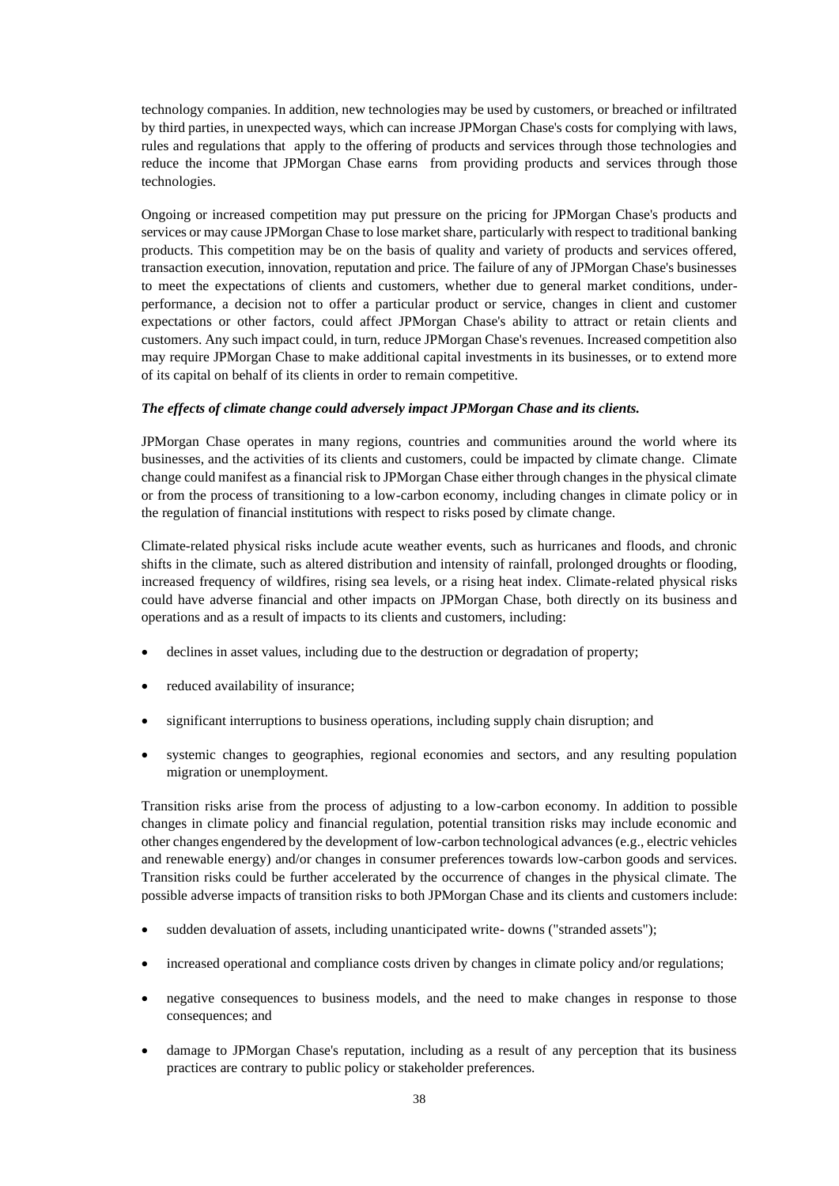technology companies. In addition, new technologies may be used by customers, or breached or infiltrated by third parties, in unexpected ways, which can increase JPMorgan Chase's costs for complying with laws, rules and regulations that apply to the offering of products and services through those technologies and reduce the income that JPMorgan Chase earns from providing products and services through those technologies.

Ongoing or increased competition may put pressure on the pricing for JPMorgan Chase's products and services or may cause JPMorgan Chase to lose market share, particularly with respect to traditional banking products. This competition may be on the basis of quality and variety of products and services offered, transaction execution, innovation, reputation and price. The failure of any of JPMorgan Chase's businesses to meet the expectations of clients and customers, whether due to general market conditions, under-performance, a decision not to offer a particular product or service, changes in client and customer expectations or other factors, could affect JPMorgan Chase's ability to attract or retain clients and customers. Any such impact could, in turn, reduce JPMorgan Chase's revenues. Increased competition also may require JPMorgan Chase to make additional capital investments in its businesses, or to extend more of its capital on behalf of its clients in order to remain competitive.

***The effects of climate change could adversely impact JPMorgan Chase and its clients.***

JPMorgan Chase operates in many regions, countries and communities around the world where its businesses, and the activities of its clients and customers, could be impacted by climate change. Climate change could manifest as a financial risk to JPMorgan Chase either through changes in the physical climate or from the process of transitioning to a low-carbon economy, including changes in climate policy or in the regulation of financial institutions with respect to risks posed by climate change.

Climate-related physical risks include acute weather events, such as hurricanes and floods, and chronic shifts in the climate, such as altered distribution and intensity of rainfall, prolonged droughts or flooding, increased frequency of wildfires, rising sea levels, or a rising heat index. Climate-related physical risks could have adverse financial and other impacts on JPMorgan Chase, both directly on its business and operations and as a result of impacts to its clients and customers, including:

- declines in asset values, including due to the destruction or degradation of property;
- reduced availability of insurance;
- significant interruptions to business operations, including supply chain disruption; and
- systemic changes to geographies, regional economies and sectors, and any resulting population migration or unemployment.

Transition risks arise from the process of adjusting to a low-carbon economy. In addition to possible changes in climate policy and financial regulation, potential transition risks may include economic and other changes engendered by the development of low-carbon technological advances (e.g., electric vehicles and renewable energy) and/or changes in consumer preferences towards low-carbon goods and services. Transition risks could be further accelerated by the occurrence of changes in the physical climate. The possible adverse impacts of transition risks to both JPMorgan Chase and its clients and customers include:

- sudden devaluation of assets, including unanticipated write- downs ("stranded assets");
- increased operational and compliance costs driven by changes in climate policy and/or regulations;
- negative consequences to business models, and the need to make changes in response to those consequences; and
- damage to JPMorgan Chase's reputation, including as a result of any perception that its business practices are contrary to public policy or stakeholder preferences.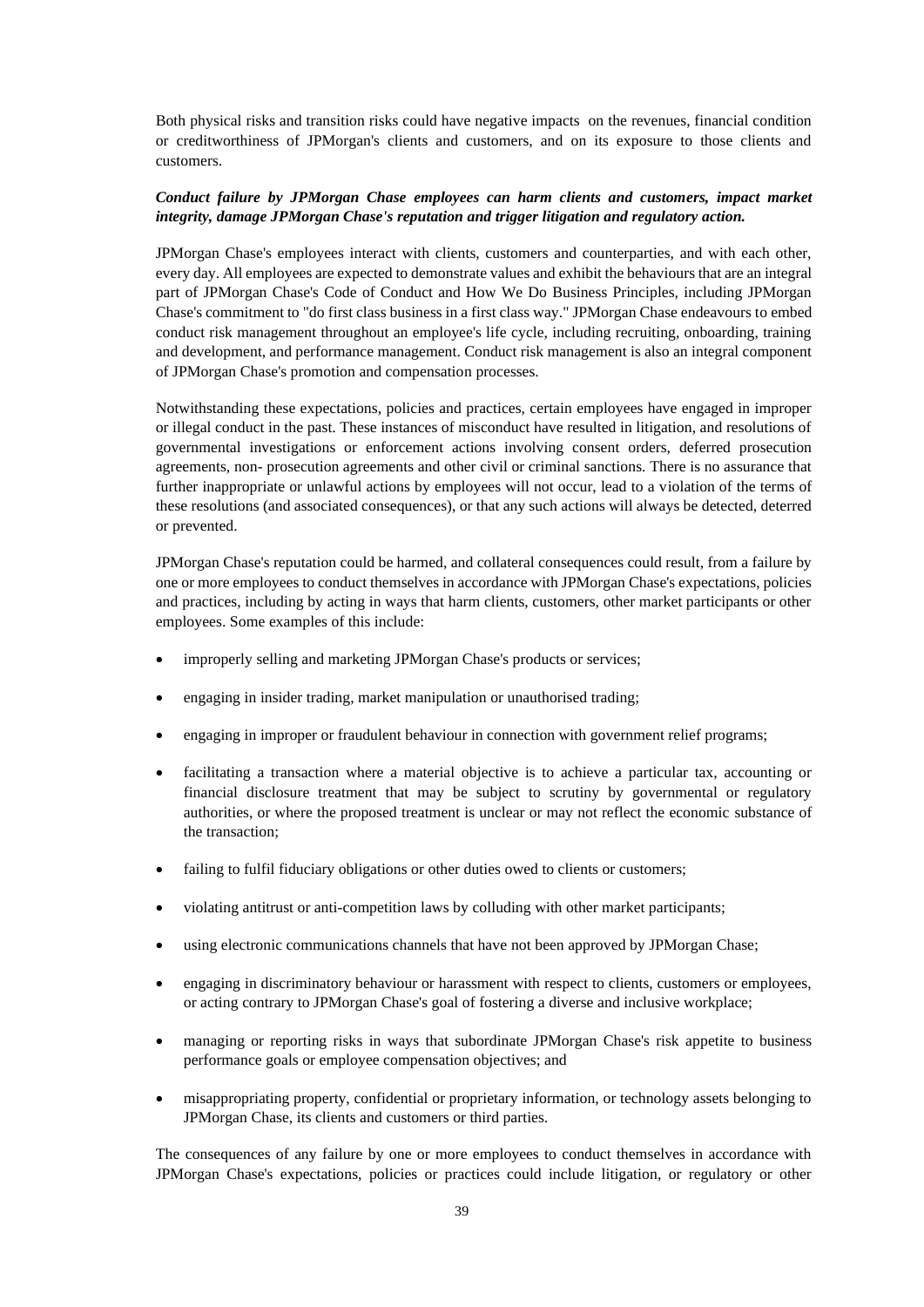Both physical risks and transition risks could have negative impacts on the revenues, financial condition or creditworthiness of JPMorgan's clients and customers, and on its exposure to those clients and customers.

***Conduct failure by JPMorgan Chase employees can harm clients and customers, impact market integrity, damage JPMorgan Chase's reputation and trigger litigation and regulatory action.***

JPMorgan Chase's employees interact with clients, customers and counterparties, and with each other, every day. All employees are expected to demonstrate values and exhibit the behaviours that are an integral part of JPMorgan Chase's Code of Conduct and How We Do Business Principles, including JPMorgan Chase's commitment to "do first class business in a first class way." JPMorgan Chase endeavours to embed conduct risk management throughout an employee's life cycle, including recruiting, onboarding, training and development, and performance management. Conduct risk management is also an integral component of JPMorgan Chase's promotion and compensation processes.

Notwithstanding these expectations, policies and practices, certain employees have engaged in improper or illegal conduct in the past. These instances of misconduct have resulted in litigation, and resolutions of governmental investigations or enforcement actions involving consent orders, deferred prosecution agreements, non- prosecution agreements and other civil or criminal sanctions. There is no assurance that further inappropriate or unlawful actions by employees will not occur, lead to a violation of the terms of these resolutions (and associated consequences), or that any such actions will always be detected, deterred or prevented.

JPMorgan Chase's reputation could be harmed, and collateral consequences could result, from a failure by one or more employees to conduct themselves in accordance with JPMorgan Chase's expectations, policies and practices, including by acting in ways that harm clients, customers, other market participants or other employees. Some examples of this include:

- improperly selling and marketing JPMorgan Chase's products or services;
- engaging in insider trading, market manipulation or unauthorised trading;
- engaging in improper or fraudulent behaviour in connection with government relief programs;
- facilitating a transaction where a material objective is to achieve a particular tax, accounting or financial disclosure treatment that may be subject to scrutiny by governmental or regulatory authorities, or where the proposed treatment is unclear or may not reflect the economic substance of the transaction;
- failing to fulfil fiduciary obligations or other duties owed to clients or customers;
- violating antitrust or anti-competition laws by colluding with other market participants;
- using electronic communications channels that have not been approved by JPMorgan Chase;
- engaging in discriminatory behaviour or harassment with respect to clients, customers or employees, or acting contrary to JPMorgan Chase's goal of fostering a diverse and inclusive workplace;
- managing or reporting risks in ways that subordinate JPMorgan Chase's risk appetite to business performance goals or employee compensation objectives; and
- misappropriating property, confidential or proprietary information, or technology assets belonging to JPMorgan Chase, its clients and customers or third parties.

The consequences of any failure by one or more employees to conduct themselves in accordance with JPMorgan Chase's expectations, policies or practices could include litigation, or regulatory or other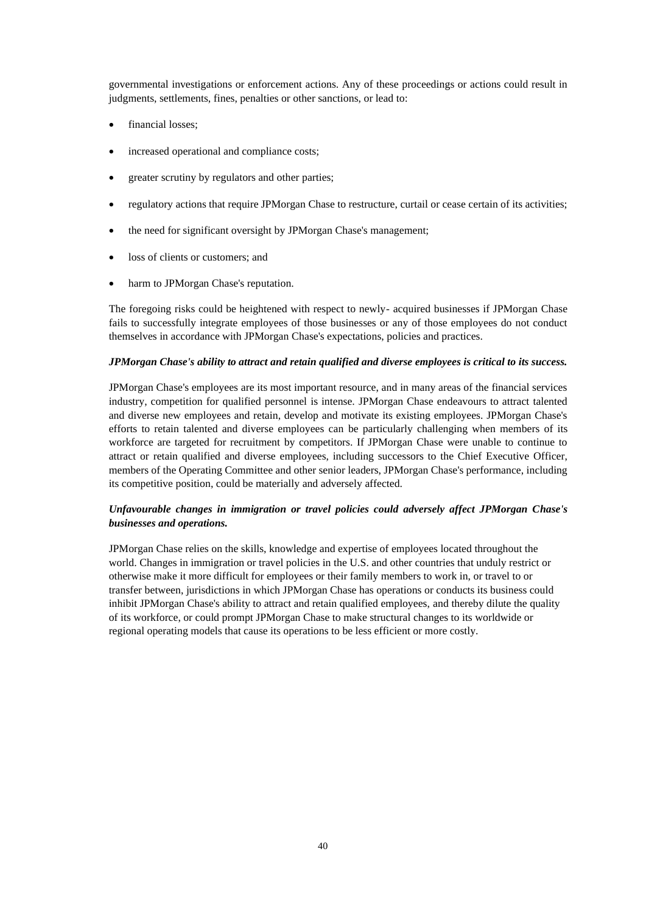governmental investigations or enforcement actions. Any of these proceedings or actions could result in judgments, settlements, fines, penalties or other sanctions, or lead to:

- financial losses;
- increased operational and compliance costs;
- greater scrutiny by regulators and other parties;
- regulatory actions that require JPMorgan Chase to restructure, curtail or cease certain of its activities;
- the need for significant oversight by JPMorgan Chase's management;
- loss of clients or customers; and
- harm to JPMorgan Chase's reputation.

The foregoing risks could be heightened with respect to newly- acquired businesses if JPMorgan Chase fails to successfully integrate employees of those businesses or any of those employees do not conduct themselves in accordance with JPMorgan Chase's expectations, policies and practices.

***JPMorgan Chase's ability to attract and retain qualified and diverse employees is critical to its success.***

JPMorgan Chase's employees are its most important resource, and in many areas of the financial services industry, competition for qualified personnel is intense. JPMorgan Chase endeavours to attract talented and diverse new employees and retain, develop and motivate its existing employees. JPMorgan Chase's efforts to retain talented and diverse employees can be particularly challenging when members of its workforce are targeted for recruitment by competitors. If JPMorgan Chase were unable to continue to attract or retain qualified and diverse employees, including successors to the Chief Executive Officer, members of the Operating Committee and other senior leaders, JPMorgan Chase's performance, including its competitive position, could be materially and adversely affected.

***Unfavourable changes in immigration or travel policies could adversely affect JPMorgan Chase's businesses and operations.***

JPMorgan Chase relies on the skills, knowledge and expertise of employees located throughout the world. Changes in immigration or travel policies in the U.S. and other countries that unduly restrict or otherwise make it more difficult for employees or their family members to work in, or travel to or transfer between, jurisdictions in which JPMorgan Chase has operations or conducts its business could inhibit JPMorgan Chase's ability to attract and retain qualified employees, and thereby dilute the quality of its workforce, or could prompt JPMorgan Chase to make structural changes to its worldwide or regional operating models that cause its operations to be less efficient or more costly.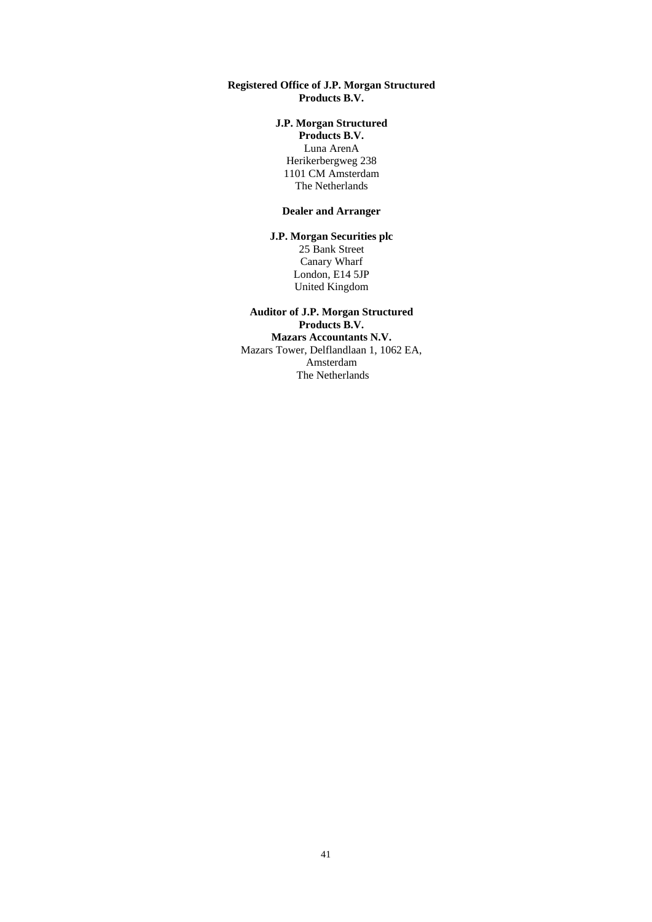**Registered Office of J.P. Morgan Structured Products B.V.**

**J.P. Morgan Structured Products B.V.**
Luna ArenA
Herikerbergweg 238
1101 CM Amsterdam
The Netherlands

**Dealer and Arranger**

**J.P. Morgan Securities plc**
25 Bank Street
Canary Wharf
London, E14 5JP
United Kingdom

**Auditor of J.P. Morgan Structured Products B.V.**
**Mazars Accountants N.V.**
Mazars Tower, Delflandlaan 1, 1062 EA,
Amsterdam
The Netherlands